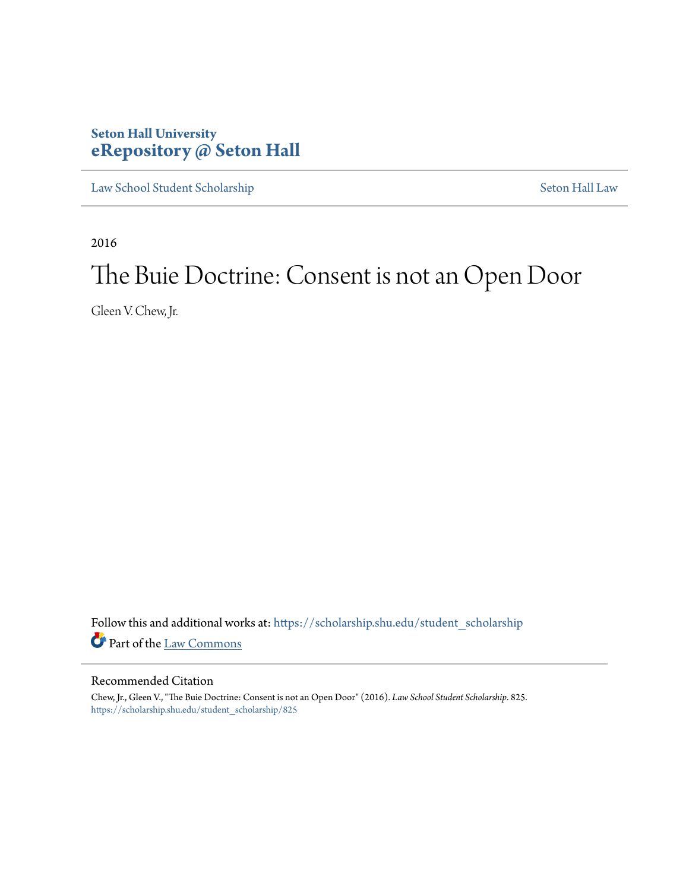Seton Hall University
**eRepository @ Seton Hall**

Law School Student Scholarship | Seton Hall Law

2016

# The Buie Doctrine: Consent is not an Open Door

Gleen V. Chew, Jr.

Follow this and additional works at: https://scholarship.shu.edu/student_scholarship

Part of the Law Commons

## Recommended Citation

Chew, Jr., Gleen V., "The Buie Doctrine: Consent is not an Open Door" (2016). *Law School Student Scholarship*. 825.
https://scholarship.shu.edu/student_scholarship/825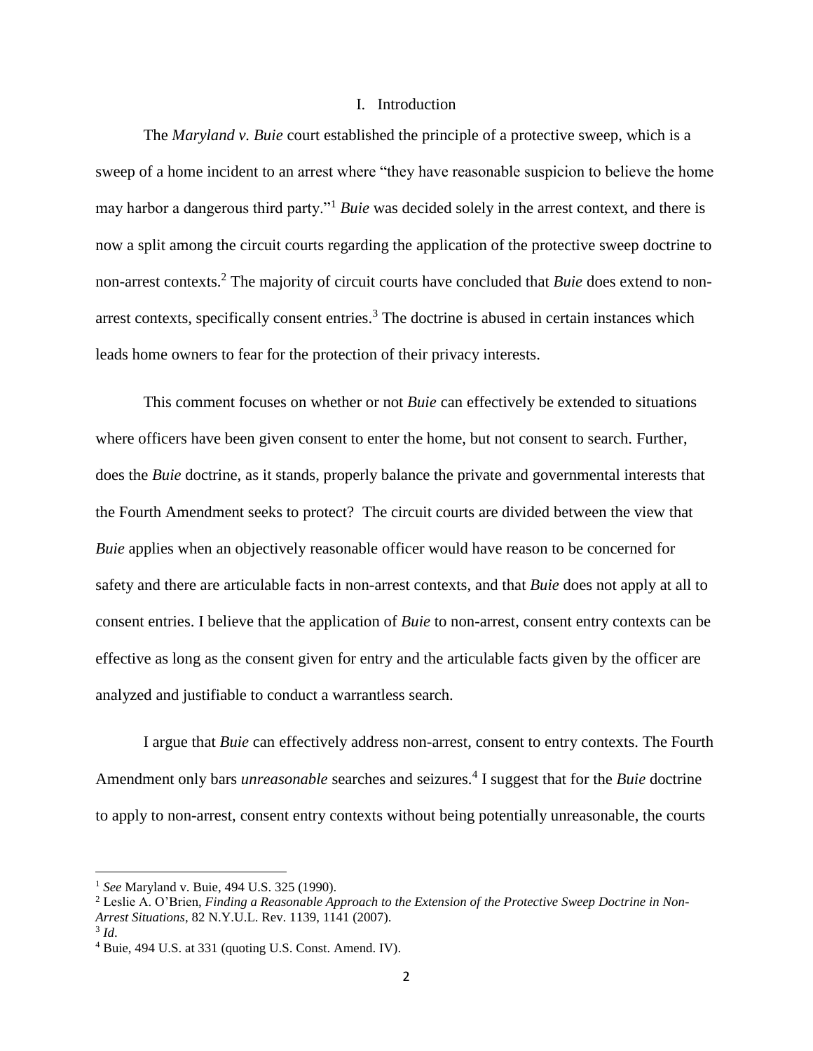## I. Introduction

The *Maryland v. Buie* court established the principle of a protective sweep, which is a sweep of a home incident to an arrest where "they have reasonable suspicion to believe the home may harbor a dangerous third party."[1] *Buie* was decided solely in the arrest context, and there is now a split among the circuit courts regarding the application of the protective sweep doctrine to non-arrest contexts.[2] The majority of circuit courts have concluded that *Buie* does extend to non-arrest contexts, specifically consent entries.[3] The doctrine is abused in certain instances which leads home owners to fear for the protection of their privacy interests.

This comment focuses on whether or not *Buie* can effectively be extended to situations where officers have been given consent to enter the home, but not consent to search. Further, does the *Buie* doctrine, as it stands, properly balance the private and governmental interests that the Fourth Amendment seeks to protect? The circuit courts are divided between the view that *Buie* applies when an objectively reasonable officer would have reason to be concerned for safety and there are articulable facts in non-arrest contexts, and that *Buie* does not apply at all to consent entries. I believe that the application of *Buie* to non-arrest, consent entry contexts can be effective as long as the consent given for entry and the articulable facts given by the officer are analyzed and justifiable to conduct a warrantless search.

I argue that *Buie* can effectively address non-arrest, consent to entry contexts. The Fourth Amendment only bars *unreasonable* searches and seizures.[4] I suggest that for the *Buie* doctrine to apply to non-arrest, consent entry contexts without being potentially unreasonable, the courts

---

[1] *See* Maryland v. Buie, 494 U.S. 325 (1990).

[2] Leslie A. O'Brien, *Finding a Reasonable Approach to the Extension of the Protective Sweep Doctrine in Non-Arrest Situations*, 82 N.Y.U.L. Rev. 1139, 1141 (2007).

[3] *Id*.

[4] Buie, 494 U.S. at 331 (quoting U.S. Const. Amend. IV).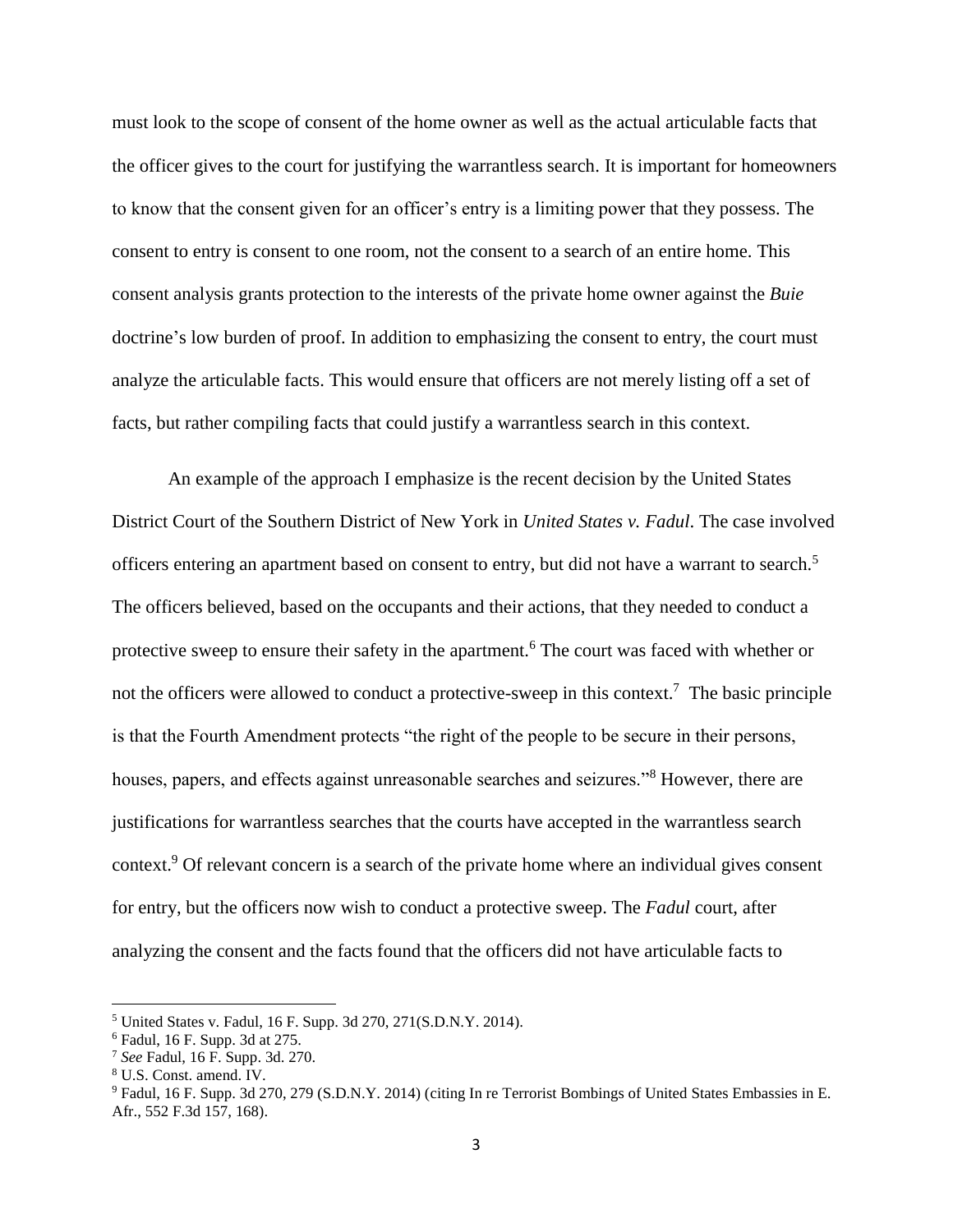must look to the scope of consent of the home owner as well as the actual articulable facts that the officer gives to the court for justifying the warrantless search. It is important for homeowners to know that the consent given for an officer's entry is a limiting power that they possess. The consent to entry is consent to one room, not the consent to a search of an entire home. This consent analysis grants protection to the interests of the private home owner against the *Buie* doctrine's low burden of proof. In addition to emphasizing the consent to entry, the court must analyze the articulable facts. This would ensure that officers are not merely listing off a set of facts, but rather compiling facts that could justify a warrantless search in this context.

An example of the approach I emphasize is the recent decision by the United States District Court of the Southern District of New York in *United States v. Fadul*. The case involved officers entering an apartment based on consent to entry, but did not have a warrant to search.[5] The officers believed, based on the occupants and their actions, that they needed to conduct a protective sweep to ensure their safety in the apartment.[6] The court was faced with whether or not the officers were allowed to conduct a protective-sweep in this context.[7] The basic principle is that the Fourth Amendment protects "the right of the people to be secure in their persons, houses, papers, and effects against unreasonable searches and seizures."[8] However, there are justifications for warrantless searches that the courts have accepted in the warrantless search context.[9] Of relevant concern is a search of the private home where an individual gives consent for entry, but the officers now wish to conduct a protective sweep. The *Fadul* court, after analyzing the consent and the facts found that the officers did not have articulable facts to

---

[5] United States v. Fadul, 16 F. Supp. 3d 270, 271(S.D.N.Y. 2014).

[6] Fadul, 16 F. Supp. 3d at 275.

[7] *See* Fadul, 16 F. Supp. 3d. 270.

[8] U.S. Const. amend. IV.

[9] Fadul, 16 F. Supp. 3d 270, 279 (S.D.N.Y. 2014) (citing In re Terrorist Bombings of United States Embassies in E. Afr., 552 F.3d 157, 168).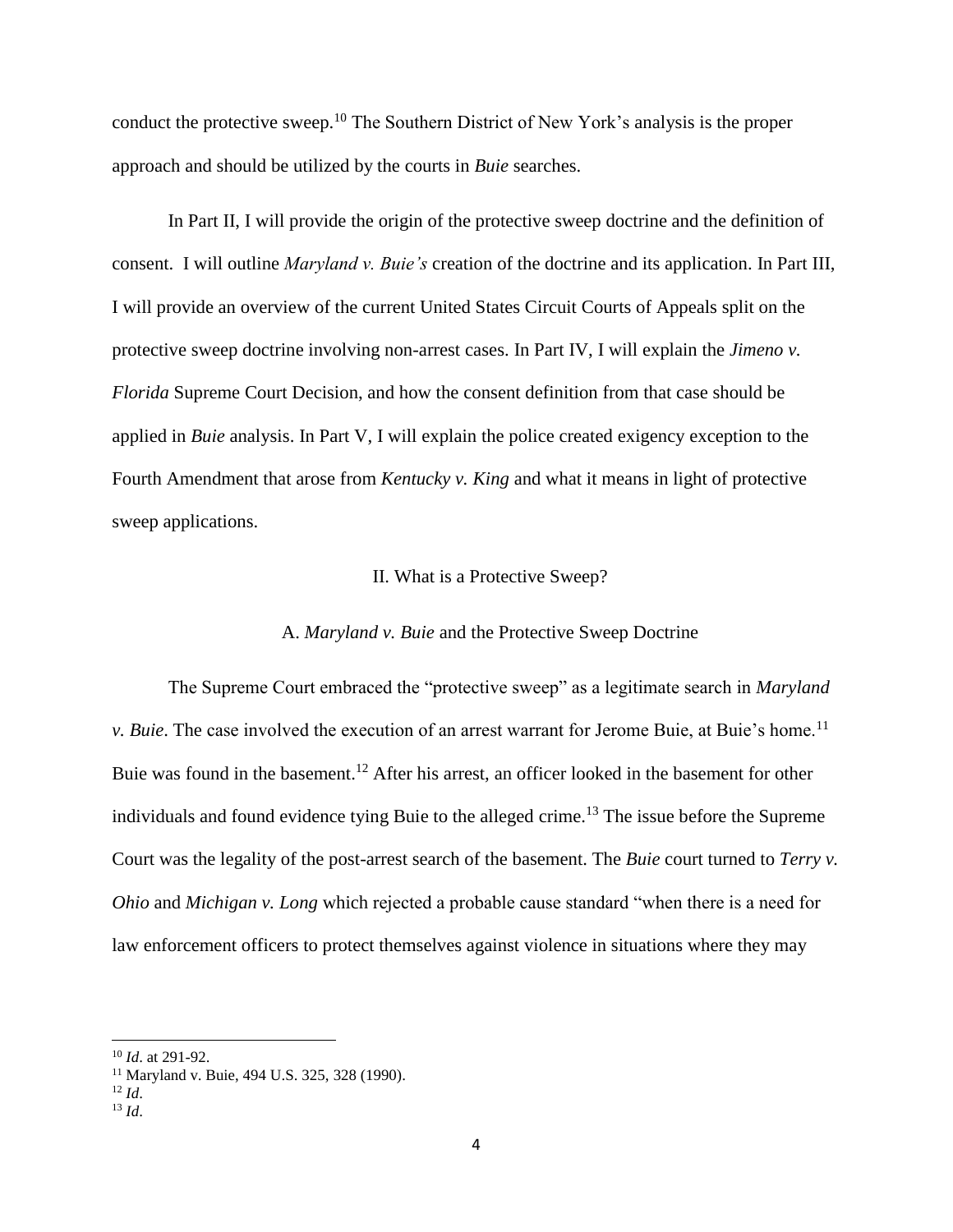conduct the protective sweep.[10] The Southern District of New York's analysis is the proper approach and should be utilized by the courts in *Buie* searches.

In Part II, I will provide the origin of the protective sweep doctrine and the definition of consent. I will outline *Maryland v. Buie's* creation of the doctrine and its application. In Part III, I will provide an overview of the current United States Circuit Courts of Appeals split on the protective sweep doctrine involving non-arrest cases. In Part IV, I will explain the *Jimeno v. Florida* Supreme Court Decision, and how the consent definition from that case should be applied in *Buie* analysis. In Part V, I will explain the police created exigency exception to the Fourth Amendment that arose from *Kentucky v. King* and what it means in light of protective sweep applications.

## II. What is a Protective Sweep?

### A. *Maryland v. Buie* and the Protective Sweep Doctrine

The Supreme Court embraced the "protective sweep" as a legitimate search in *Maryland v. Buie*. The case involved the execution of an arrest warrant for Jerome Buie, at Buie's home.[11] Buie was found in the basement.[12] After his arrest, an officer looked in the basement for other individuals and found evidence tying Buie to the alleged crime.[13] The issue before the Supreme Court was the legality of the post-arrest search of the basement. The *Buie* court turned to *Terry v. Ohio* and *Michigan v. Long* which rejected a probable cause standard "when there is a need for law enforcement officers to protect themselves against violence in situations where they may

---

[10] *Id*. at 291-92.

[11] Maryland v. Buie, 494 U.S. 325, 328 (1990).

[12] *Id*.

[13] *Id*.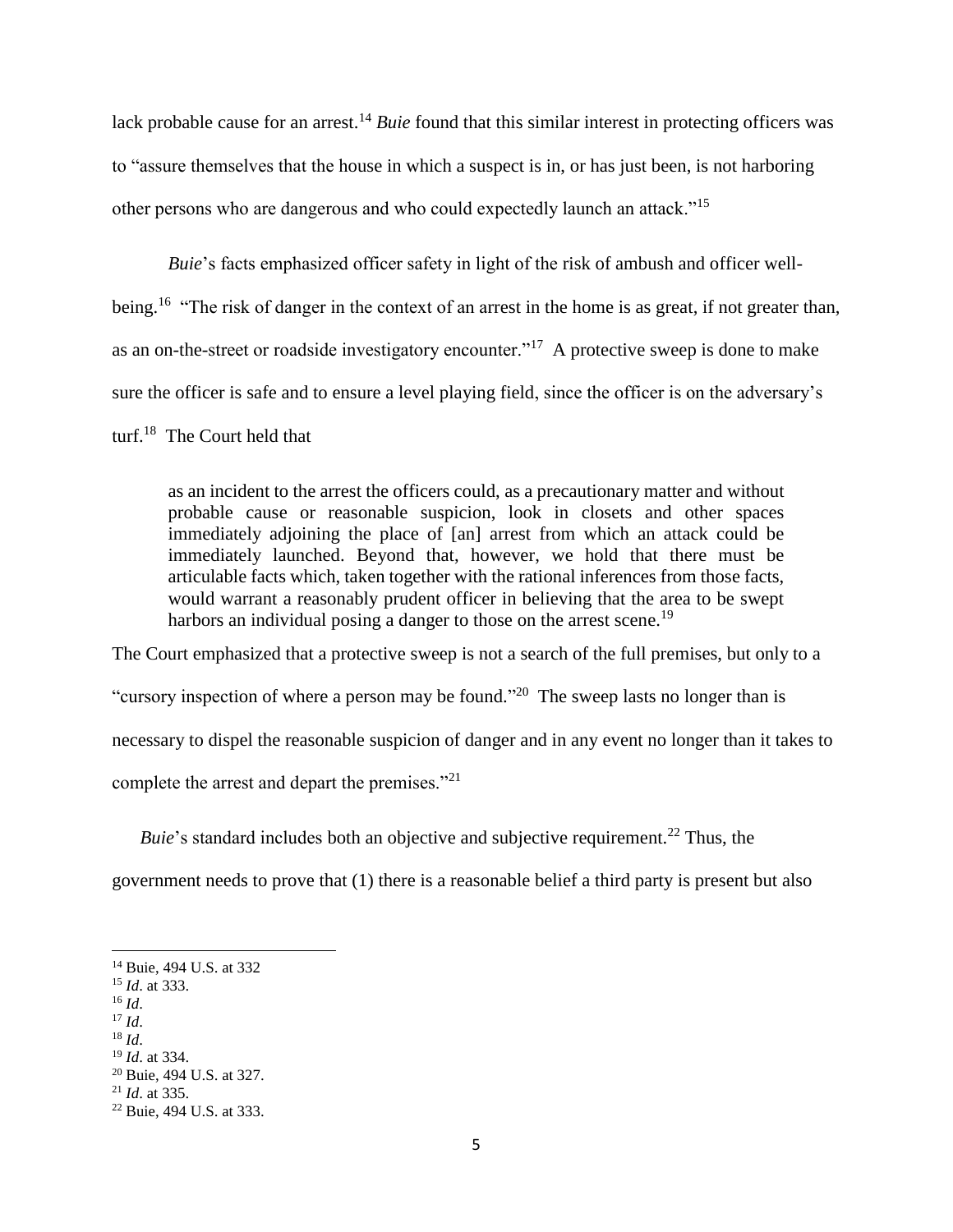lack probable cause for an arrest.[14] *Buie* found that this similar interest in protecting officers was to "assure themselves that the house in which a suspect is in, or has just been, is not harboring other persons who are dangerous and who could expectedly launch an attack."[15]

*Buie*'s facts emphasized officer safety in light of the risk of ambush and officer well-being.[16] "The risk of danger in the context of an arrest in the home is as great, if not greater than, as an on-the-street or roadside investigatory encounter."[17] A protective sweep is done to make sure the officer is safe and to ensure a level playing field, since the officer is on the adversary's turf.[18] The Court held that

> as an incident to the arrest the officers could, as a precautionary matter and without probable cause or reasonable suspicion, look in closets and other spaces immediately adjoining the place of [an] arrest from which an attack could be immediately launched. Beyond that, however, we hold that there must be articulable facts which, taken together with the rational inferences from those facts, would warrant a reasonably prudent officer in believing that the area to be swept harbors an individual posing a danger to those on the arrest scene.[19]

The Court emphasized that a protective sweep is not a search of the full premises, but only to a "cursory inspection of where a person may be found."[20] The sweep lasts no longer than is necessary to dispel the reasonable suspicion of danger and in any event no longer than it takes to complete the arrest and depart the premises."[21]

*Buie*'s standard includes both an objective and subjective requirement.[22] Thus, the government needs to prove that (1) there is a reasonable belief a third party is present but also

---

[14] Buie, 494 U.S. at 332
[15] *Id*. at 333.
[16] *Id*.
[17] *Id*.
[18] *Id*.
[19] *Id*. at 334.
[20] Buie, 494 U.S. at 327.
[21] *Id*. at 335.
[22] Buie, 494 U.S. at 333.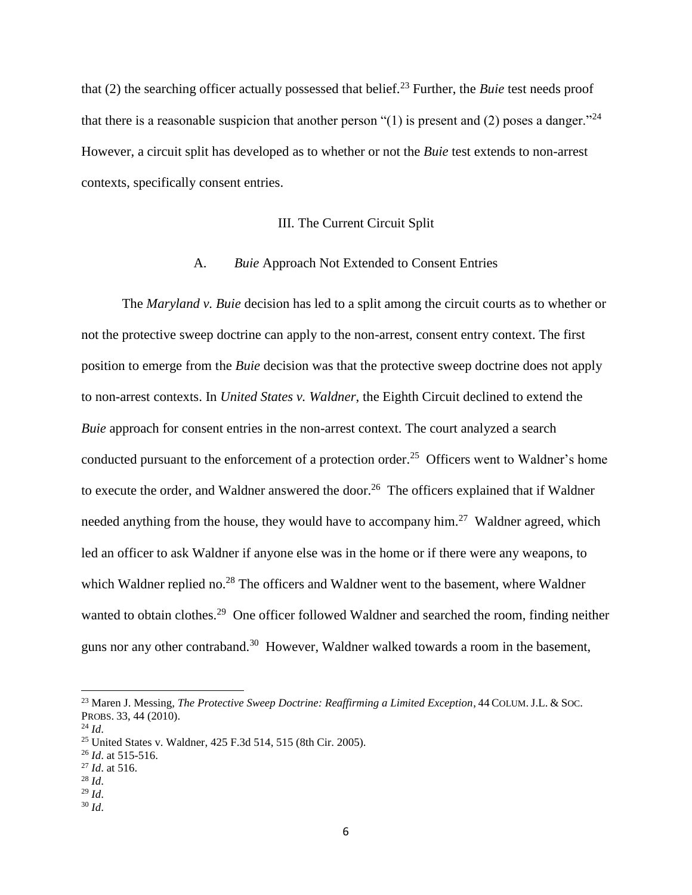that (2) the searching officer actually possessed that belief.[23] Further, the *Buie* test needs proof that there is a reasonable suspicion that another person "(1) is present and (2) poses a danger."[24] However, a circuit split has developed as to whether or not the *Buie* test extends to non-arrest contexts, specifically consent entries.

## III. The Current Circuit Split

### A. *Buie* Approach Not Extended to Consent Entries

The *Maryland v. Buie* decision has led to a split among the circuit courts as to whether or not the protective sweep doctrine can apply to the non-arrest, consent entry context. The first position to emerge from the *Buie* decision was that the protective sweep doctrine does not apply to non-arrest contexts. In *United States v. Waldner*, the Eighth Circuit declined to extend the *Buie* approach for consent entries in the non-arrest context. The court analyzed a search conducted pursuant to the enforcement of a protection order.[25] Officers went to Waldner's home to execute the order, and Waldner answered the door.[26] The officers explained that if Waldner needed anything from the house, they would have to accompany him.[27] Waldner agreed, which led an officer to ask Waldner if anyone else was in the home or if there were any weapons, to which Waldner replied no.[28] The officers and Waldner went to the basement, where Waldner wanted to obtain clothes.[29] One officer followed Waldner and searched the room, finding neither guns nor any other contraband.[30] However, Waldner walked towards a room in the basement,

---

[23] Maren J. Messing, *The Protective Sweep Doctrine: Reaffirming a Limited Exception*, 44 COLUM. J.L. & SOC. PROBS. 33, 44 (2010).

[24] *Id*.

[25] United States v. Waldner, 425 F.3d 514, 515 (8th Cir. 2005).

[26] *Id*. at 515-516.

[27] *Id*. at 516.

[28] *Id*.

[29] *Id*.

[30] *Id*.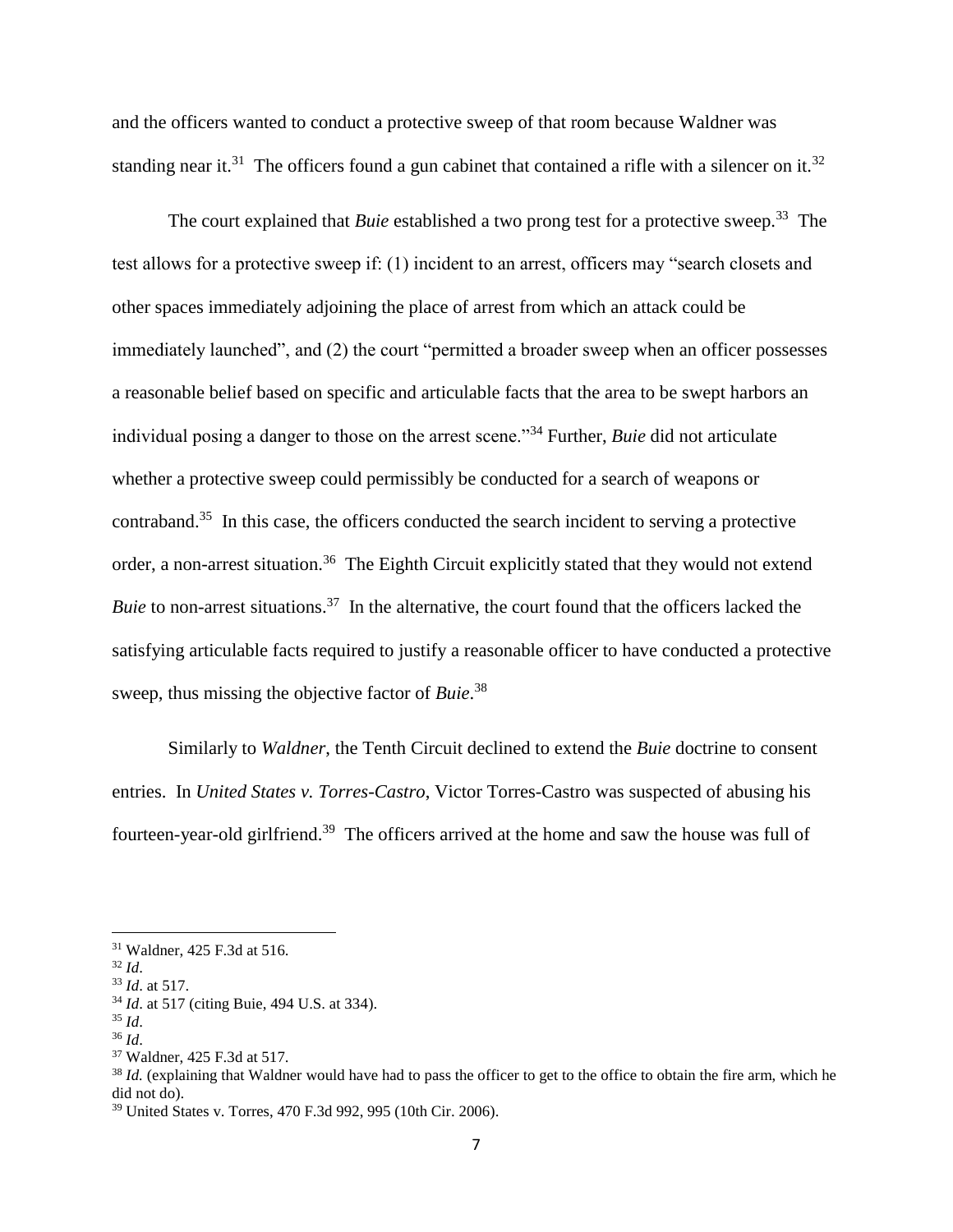and the officers wanted to conduct a protective sweep of that room because Waldner was standing near it.[31] The officers found a gun cabinet that contained a rifle with a silencer on it.[32]

The court explained that *Buie* established a two prong test for a protective sweep.[33] The test allows for a protective sweep if: (1) incident to an arrest, officers may "search closets and other spaces immediately adjoining the place of arrest from which an attack could be immediately launched", and (2) the court "permitted a broader sweep when an officer possesses a reasonable belief based on specific and articulable facts that the area to be swept harbors an individual posing a danger to those on the arrest scene."[34] Further, *Buie* did not articulate whether a protective sweep could permissibly be conducted for a search of weapons or contraband.[35] In this case, the officers conducted the search incident to serving a protective order, a non-arrest situation.[36] The Eighth Circuit explicitly stated that they would not extend *Buie* to non-arrest situations.[37] In the alternative, the court found that the officers lacked the satisfying articulable facts required to justify a reasonable officer to have conducted a protective sweep, thus missing the objective factor of *Buie*.[38]

Similarly to *Waldner*, the Tenth Circuit declined to extend the *Buie* doctrine to consent entries. In *United States v. Torres-Castro*, Victor Torres-Castro was suspected of abusing his fourteen-year-old girlfriend.[39] The officers arrived at the home and saw the house was full of

---

[31] Waldner, 425 F.3d at 516.
[32] *Id*.
[33] *Id*. at 517.
[34] *Id*. at 517 (citing Buie, 494 U.S. at 334).
[35] *Id*.
[36] *Id*.
[37] Waldner, 425 F.3d at 517.
[38] *Id.* (explaining that Waldner would have had to pass the officer to get to the office to obtain the fire arm, which he did not do).
[39] United States v. Torres, 470 F.3d 992, 995 (10th Cir. 2006).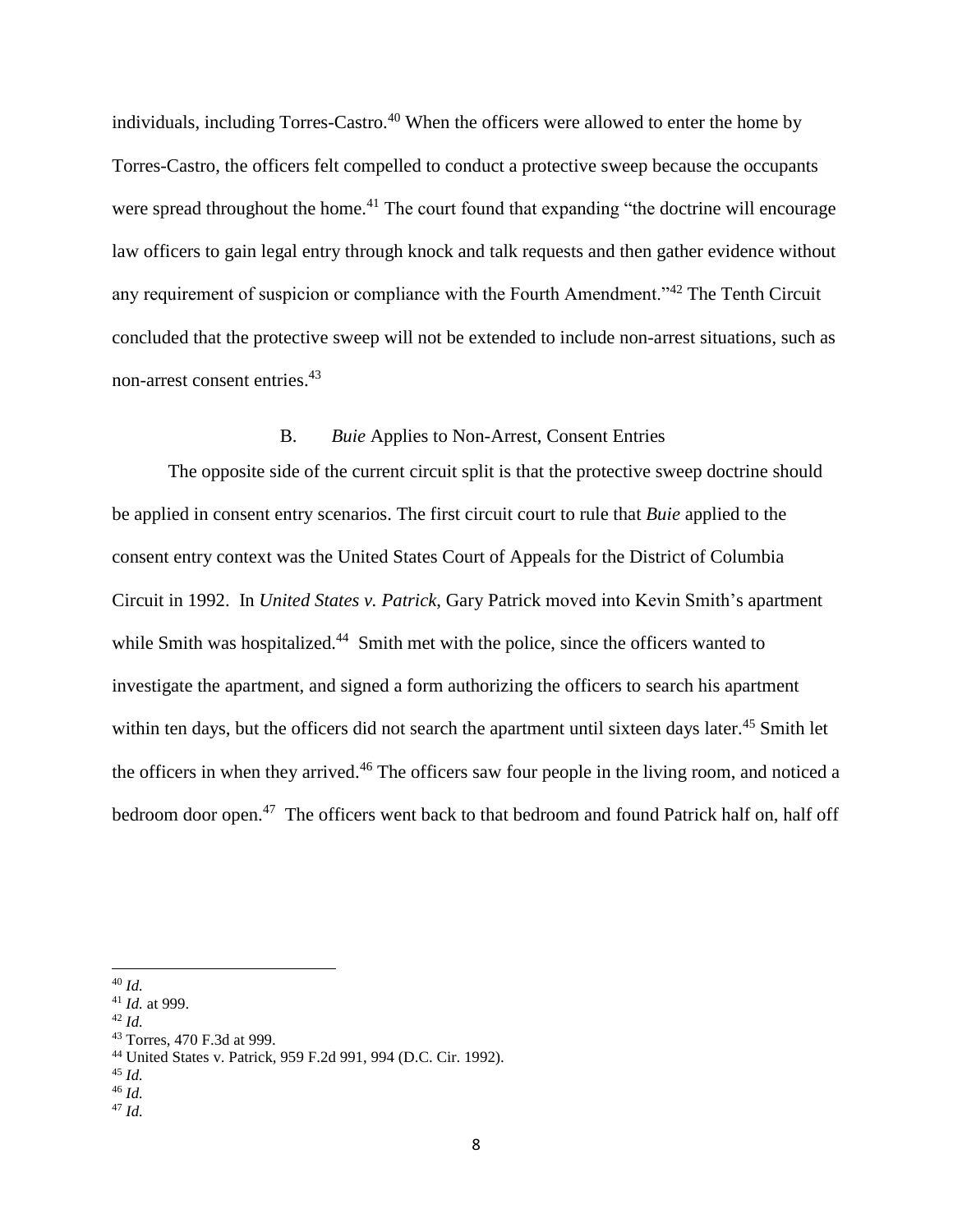individuals, including Torres-Castro.[40] When the officers were allowed to enter the home by Torres-Castro, the officers felt compelled to conduct a protective sweep because the occupants were spread throughout the home.[41] The court found that expanding "the doctrine will encourage law officers to gain legal entry through knock and talk requests and then gather evidence without any requirement of suspicion or compliance with the Fourth Amendment."[42] The Tenth Circuit concluded that the protective sweep will not be extended to include non-arrest situations, such as non-arrest consent entries.[43]

### B. *Buie* Applies to Non-Arrest, Consent Entries

The opposite side of the current circuit split is that the protective sweep doctrine should be applied in consent entry scenarios. The first circuit court to rule that *Buie* applied to the consent entry context was the United States Court of Appeals for the District of Columbia Circuit in 1992. In *United States v. Patrick*, Gary Patrick moved into Kevin Smith's apartment while Smith was hospitalized.[44] Smith met with the police, since the officers wanted to investigate the apartment, and signed a form authorizing the officers to search his apartment within ten days, but the officers did not search the apartment until sixteen days later.[45] Smith let the officers in when they arrived.[46] The officers saw four people in the living room, and noticed a bedroom door open.[47] The officers went back to that bedroom and found Patrick half on, half off

---

[40] *Id.*
[41] *Id.* at 999.
[42] *Id.*
[43] Torres, 470 F.3d at 999.
[44] United States v. Patrick, 959 F.2d 991, 994 (D.C. Cir. 1992).
[45] *Id.*
[46] *Id.*
[47] *Id.*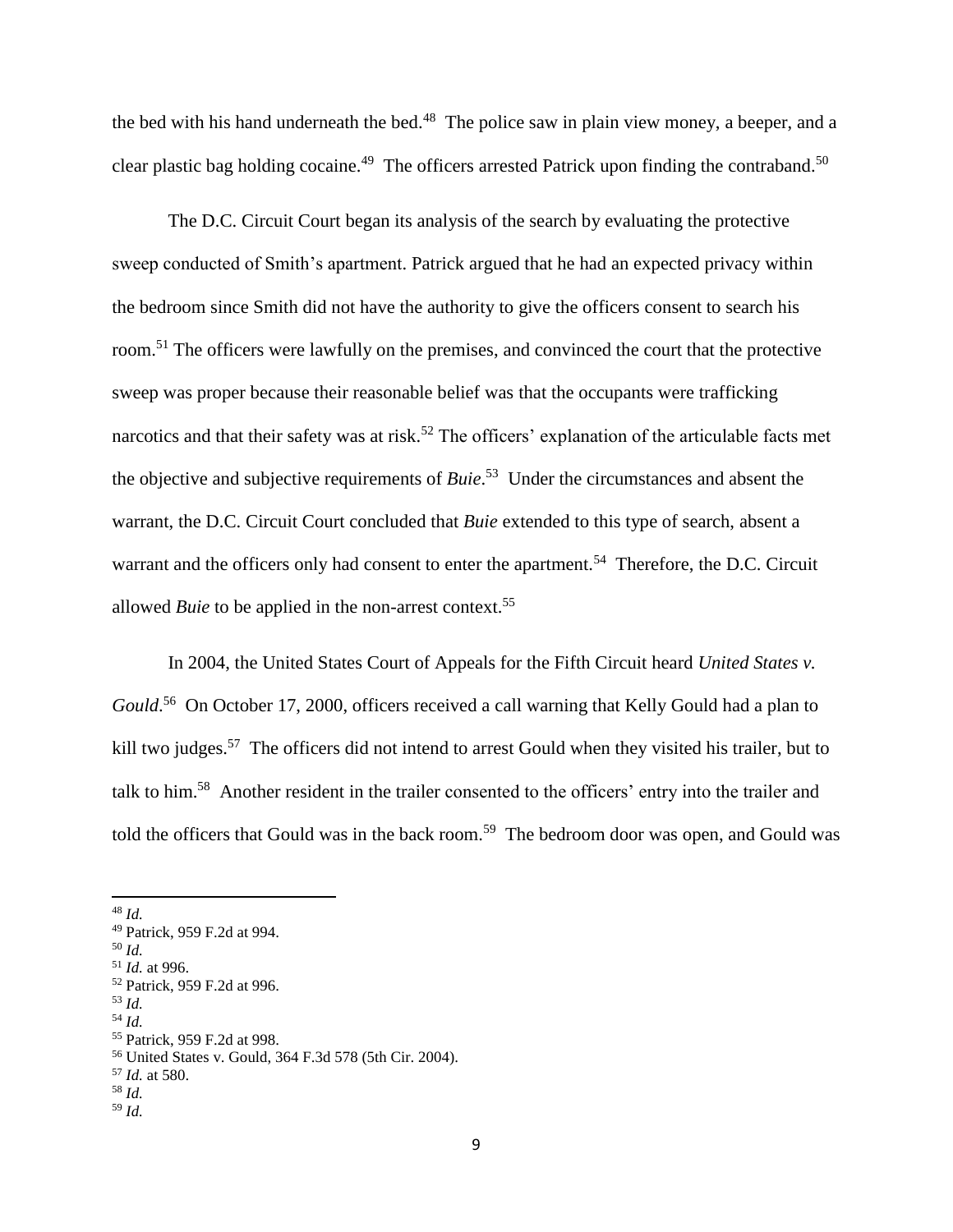the bed with his hand underneath the bed.[48] The police saw in plain view money, a beeper, and a clear plastic bag holding cocaine.[49] The officers arrested Patrick upon finding the contraband.[50]

The D.C. Circuit Court began its analysis of the search by evaluating the protective sweep conducted of Smith's apartment. Patrick argued that he had an expected privacy within the bedroom since Smith did not have the authority to give the officers consent to search his room.[51] The officers were lawfully on the premises, and convinced the court that the protective sweep was proper because their reasonable belief was that the occupants were trafficking narcotics and that their safety was at risk.[52] The officers' explanation of the articulable facts met the objective and subjective requirements of *Buie*.[53] Under the circumstances and absent the warrant, the D.C. Circuit Court concluded that *Buie* extended to this type of search, absent a warrant and the officers only had consent to enter the apartment.[54] Therefore, the D.C. Circuit allowed *Buie* to be applied in the non-arrest context.[55]

In 2004, the United States Court of Appeals for the Fifth Circuit heard *United States v. Gould*.[56] On October 17, 2000, officers received a call warning that Kelly Gould had a plan to kill two judges.[57] The officers did not intend to arrest Gould when they visited his trailer, but to talk to him.[58] Another resident in the trailer consented to the officers' entry into the trailer and told the officers that Gould was in the back room.[59] The bedroom door was open, and Gould was

---

[48] *Id.*
[49] Patrick, 959 F.2d at 994.
[50] *Id.*
[51] *Id.* at 996.
[52] Patrick, 959 F.2d at 996.
[53] *Id.*
[54] *Id.*
[55] Patrick, 959 F.2d at 998.
[56] United States v. Gould, 364 F.3d 578 (5th Cir. 2004).
[57] *Id.* at 580.
[58] *Id.*
[59] *Id.*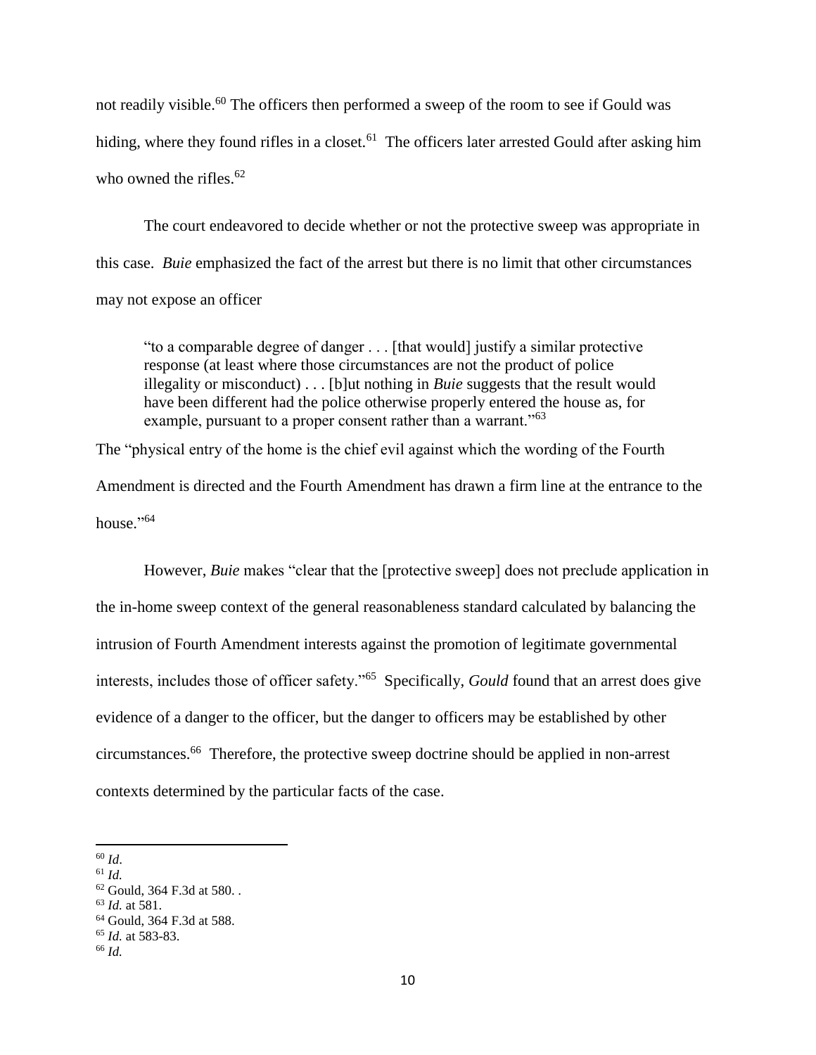not readily visible.[60] The officers then performed a sweep of the room to see if Gould was hiding, where they found rifles in a closet.[61] The officers later arrested Gould after asking him who owned the rifles.[62]

The court endeavored to decide whether or not the protective sweep was appropriate in this case. *Buie* emphasized the fact of the arrest but there is no limit that other circumstances may not expose an officer

> "to a comparable degree of danger . . . [that would] justify a similar protective response (at least where those circumstances are not the product of police illegality or misconduct) . . . [b]ut nothing in *Buie* suggests that the result would have been different had the police otherwise properly entered the house as, for example, pursuant to a proper consent rather than a warrant."[63]

The "physical entry of the home is the chief evil against which the wording of the Fourth Amendment is directed and the Fourth Amendment has drawn a firm line at the entrance to the house."[64]

However, *Buie* makes "clear that the [protective sweep] does not preclude application in the in-home sweep context of the general reasonableness standard calculated by balancing the intrusion of Fourth Amendment interests against the promotion of legitimate governmental interests, includes those of officer safety."[65] Specifically, *Gould* found that an arrest does give evidence of a danger to the officer, but the danger to officers may be established by other circumstances.[66] Therefore, the protective sweep doctrine should be applied in non-arrest contexts determined by the particular facts of the case.

---

[60] *Id*.
[61] *Id.*
[62] Gould, 364 F.3d at 580. .
[63] *Id.* at 581.
[64] Gould, 364 F.3d at 588.
[65] *Id.* at 583-83.
[66] *Id.*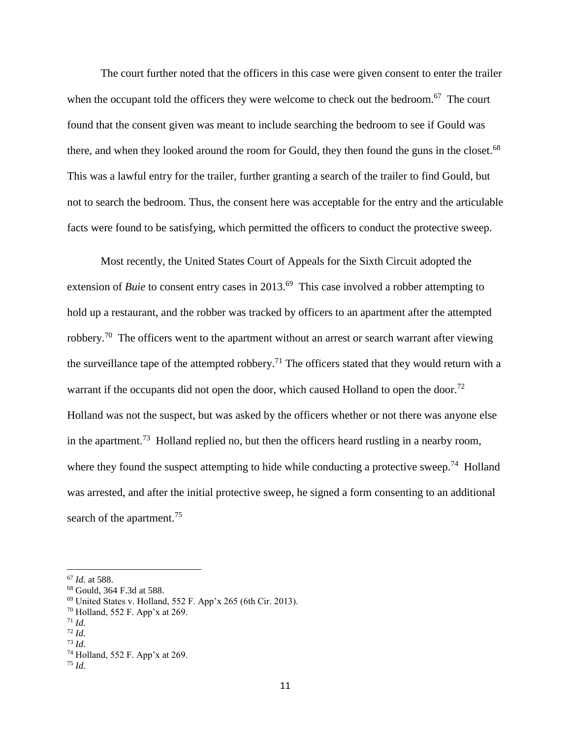The court further noted that the officers in this case were given consent to enter the trailer when the occupant told the officers they were welcome to check out the bedroom.[67] The court found that the consent given was meant to include searching the bedroom to see if Gould was there, and when they looked around the room for Gould, they then found the guns in the closet.[68] This was a lawful entry for the trailer, further granting a search of the trailer to find Gould, but not to search the bedroom. Thus, the consent here was acceptable for the entry and the articulable facts were found to be satisfying, which permitted the officers to conduct the protective sweep.

Most recently, the United States Court of Appeals for the Sixth Circuit adopted the extension of *Buie* to consent entry cases in 2013.[69] This case involved a robber attempting to hold up a restaurant, and the robber was tracked by officers to an apartment after the attempted robbery.[70] The officers went to the apartment without an arrest or search warrant after viewing the surveillance tape of the attempted robbery.[71] The officers stated that they would return with a warrant if the occupants did not open the door, which caused Holland to open the door.[72] Holland was not the suspect, but was asked by the officers whether or not there was anyone else in the apartment.[73] Holland replied no, but then the officers heard rustling in a nearby room, where they found the suspect attempting to hide while conducting a protective sweep.[74] Holland was arrested, and after the initial protective sweep, he signed a form consenting to an additional search of the apartment.[75]

---

[67] *Id.* at 588.

[68] Gould, 364 F.3d at 588.

[69] United States v. Holland, 552 F. App'x 265 (6th Cir. 2013).

[70] Holland, 552 F. App'x at 269.

[71] *Id.*

[72] *Id.*

[73] *Id.*

[74] Holland, 552 F. App'x at 269.

[75] *Id.*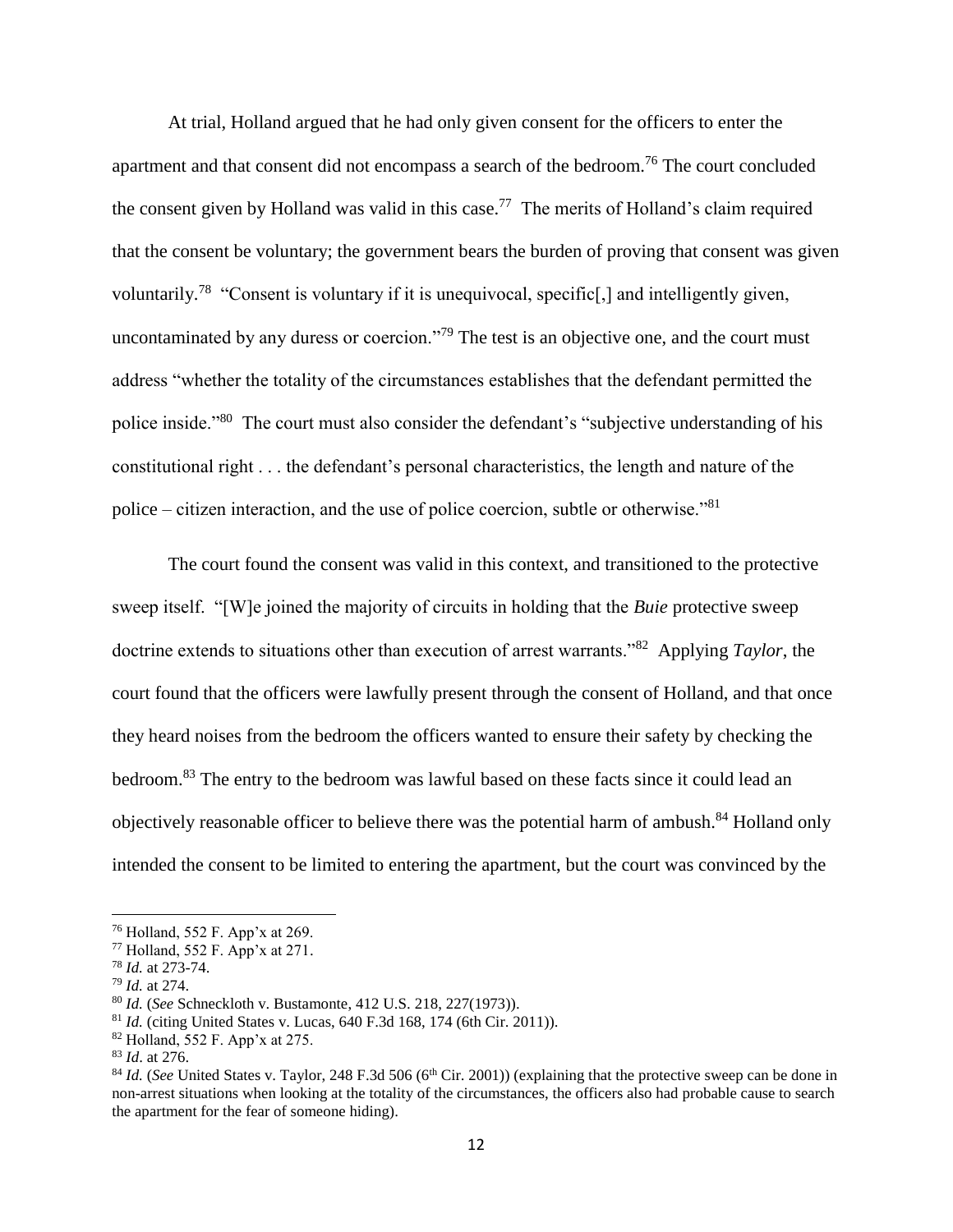At trial, Holland argued that he had only given consent for the officers to enter the apartment and that consent did not encompass a search of the bedroom.[76] The court concluded the consent given by Holland was valid in this case.[77] The merits of Holland's claim required that the consent be voluntary; the government bears the burden of proving that consent was given voluntarily.[78] "Consent is voluntary if it is unequivocal, specific[,] and intelligently given, uncontaminated by any duress or coercion."[79] The test is an objective one, and the court must address "whether the totality of the circumstances establishes that the defendant permitted the police inside."[80] The court must also consider the defendant's "subjective understanding of his constitutional right . . . the defendant's personal characteristics, the length and nature of the police – citizen interaction, and the use of police coercion, subtle or otherwise."[81]

The court found the consent was valid in this context, and transitioned to the protective sweep itself. "[W]e joined the majority of circuits in holding that the *Buie* protective sweep doctrine extends to situations other than execution of arrest warrants."[82] Applying *Taylor*, the court found that the officers were lawfully present through the consent of Holland, and that once they heard noises from the bedroom the officers wanted to ensure their safety by checking the bedroom.[83] The entry to the bedroom was lawful based on these facts since it could lead an objectively reasonable officer to believe there was the potential harm of ambush.[84] Holland only intended the consent to be limited to entering the apartment, but the court was convinced by the

---

[76] Holland, 552 F. App'x at 269.

[77] Holland, 552 F. App'x at 271.

[78] *Id.* at 273-74.

[79] *Id.* at 274.

[80] *Id.* (*See* Schneckloth v. Bustamonte, 412 U.S. 218, 227(1973)).

[81] *Id.* (citing United States v. Lucas, 640 F.3d 168, 174 (6th Cir. 2011)).

[82] Holland, 552 F. App'x at 275.

[83] *Id*. at 276.

[84] *Id.* (*See* United States v. Taylor, 248 F.3d 506 (6th Cir. 2001)) (explaining that the protective sweep can be done in non-arrest situations when looking at the totality of the circumstances, the officers also had probable cause to search the apartment for the fear of someone hiding).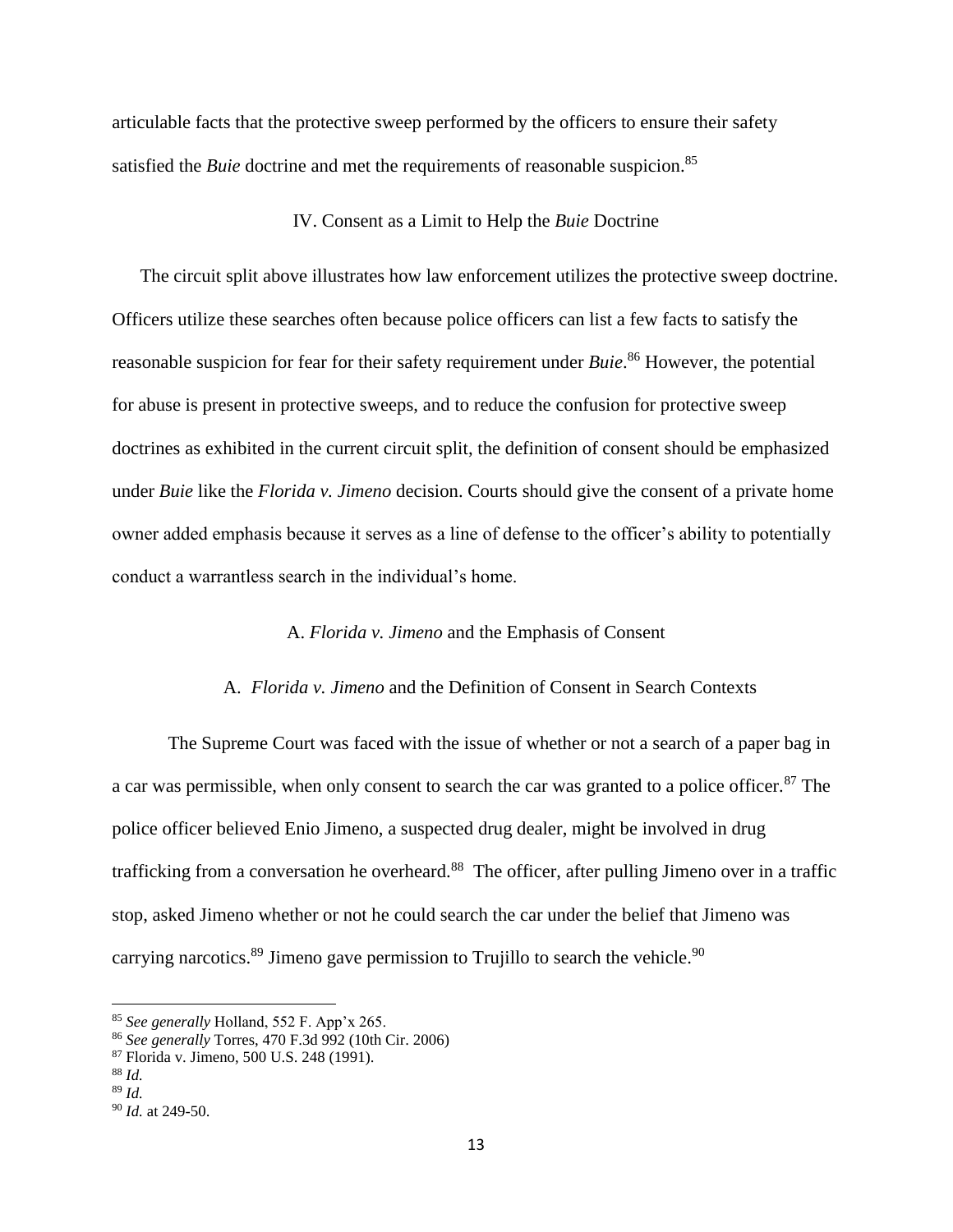articulable facts that the protective sweep performed by the officers to ensure their safety satisfied the *Buie* doctrine and met the requirements of reasonable suspicion.[85]

## IV. Consent as a Limit to Help the *Buie* Doctrine

The circuit split above illustrates how law enforcement utilizes the protective sweep doctrine. Officers utilize these searches often because police officers can list a few facts to satisfy the reasonable suspicion for fear for their safety requirement under *Buie*.[86] However, the potential for abuse is present in protective sweeps, and to reduce the confusion for protective sweep doctrines as exhibited in the current circuit split, the definition of consent should be emphasized under *Buie* like the *Florida v. Jimeno* decision. Courts should give the consent of a private home owner added emphasis because it serves as a line of defense to the officer's ability to potentially conduct a warrantless search in the individual's home.

### A. *Florida v. Jimeno* and the Emphasis of Consent

### A. *Florida v. Jimeno* and the Definition of Consent in Search Contexts

The Supreme Court was faced with the issue of whether or not a search of a paper bag in a car was permissible, when only consent to search the car was granted to a police officer.[87] The police officer believed Enio Jimeno, a suspected drug dealer, might be involved in drug trafficking from a conversation he overheard.[88] The officer, after pulling Jimeno over in a traffic stop, asked Jimeno whether or not he could search the car under the belief that Jimeno was carrying narcotics.[89] Jimeno gave permission to Trujillo to search the vehicle.[90]

---

[85] *See generally* Holland, 552 F. App'x 265.

[86] *See generally* Torres, 470 F.3d 992 (10th Cir. 2006)

[87] Florida v. Jimeno, 500 U.S. 248 (1991).

[88] *Id.*

[89] *Id.*

[90] *Id.* at 249-50.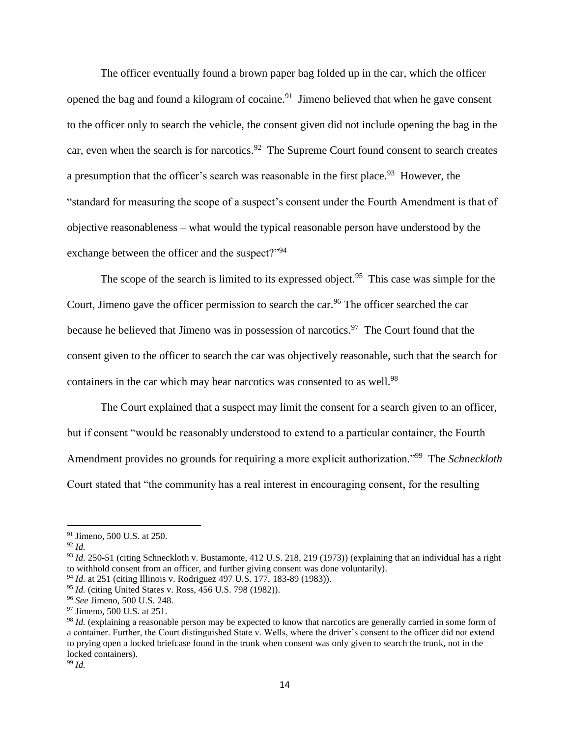The officer eventually found a brown paper bag folded up in the car, which the officer opened the bag and found a kilogram of cocaine.[91] Jimeno believed that when he gave consent to the officer only to search the vehicle, the consent given did not include opening the bag in the car, even when the search is for narcotics.[92] The Supreme Court found consent to search creates a presumption that the officer's search was reasonable in the first place.[93] However, the "standard for measuring the scope of a suspect's consent under the Fourth Amendment is that of objective reasonableness – what would the typical reasonable person have understood by the exchange between the officer and the suspect?"[94]

The scope of the search is limited to its expressed object.[95] This case was simple for the Court, Jimeno gave the officer permission to search the car.[96] The officer searched the car because he believed that Jimeno was in possession of narcotics.[97] The Court found that the consent given to the officer to search the car was objectively reasonable, such that the search for containers in the car which may bear narcotics was consented to as well.[98]

The Court explained that a suspect may limit the consent for a search given to an officer, but if consent "would be reasonably understood to extend to a particular container, the Fourth Amendment provides no grounds for requiring a more explicit authorization."[99] The *Schneckloth* Court stated that "the community has a real interest in encouraging consent, for the resulting

---

[91] Jimeno, 500 U.S. at 250.

[92] *Id.*

[93] *Id.* 250-51 (citing Schneckloth v. Bustamonte, 412 U.S. 218, 219 (1973)) (explaining that an individual has a right to withhold consent from an officer, and further giving consent was done voluntarily).

[94] *Id.* at 251 (citing Illinois v. Rodriguez 497 U.S. 177, 183-89 (1983)).

[95] *Id.* (citing United States v. Ross, 456 U.S. 798 (1982)).

[96] *See* Jimeno, 500 U.S. 248.

[97] Jimeno, 500 U.S. at 251.

[98] *Id.* (explaining a reasonable person may be expected to know that narcotics are generally carried in some form of a container. Further, the Court distinguished State v. Wells, where the driver's consent to the officer did not extend to prying open a locked briefcase found in the trunk when consent was only given to search the trunk, not in the locked containers).

[99] *Id.*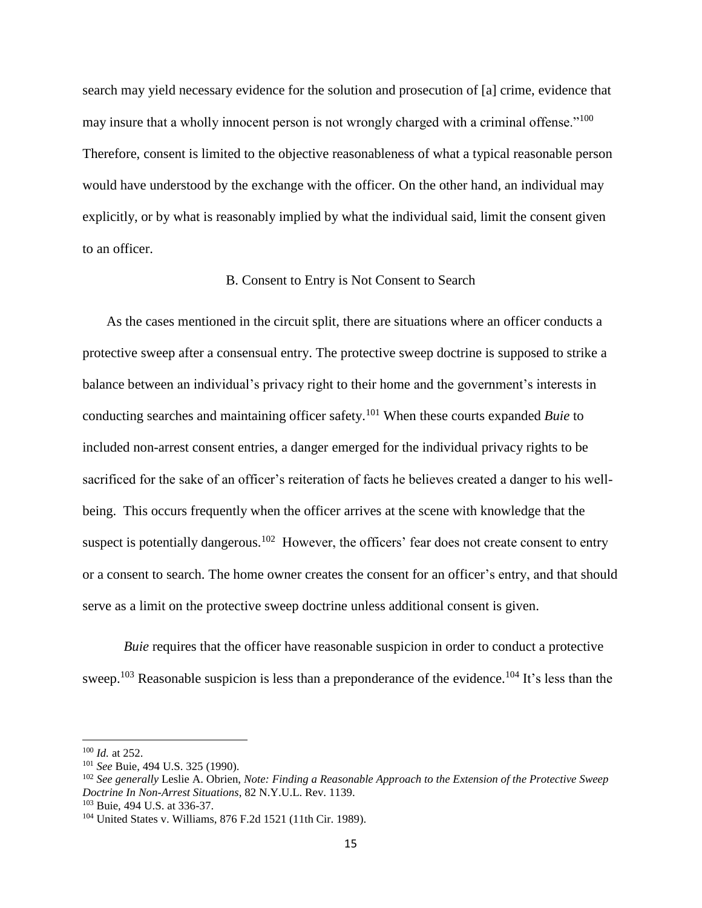search may yield necessary evidence for the solution and prosecution of [a] crime, evidence that may insure that a wholly innocent person is not wrongly charged with a criminal offense."[100] Therefore, consent is limited to the objective reasonableness of what a typical reasonable person would have understood by the exchange with the officer. On the other hand, an individual may explicitly, or by what is reasonably implied by what the individual said, limit the consent given to an officer.

### B. Consent to Entry is Not Consent to Search

As the cases mentioned in the circuit split, there are situations where an officer conducts a protective sweep after a consensual entry. The protective sweep doctrine is supposed to strike a balance between an individual's privacy right to their home and the government's interests in conducting searches and maintaining officer safety.[101] When these courts expanded *Buie* to included non-arrest consent entries, a danger emerged for the individual privacy rights to be sacrificed for the sake of an officer's reiteration of facts he believes created a danger to his well-being. This occurs frequently when the officer arrives at the scene with knowledge that the suspect is potentially dangerous.[102] However, the officers' fear does not create consent to entry or a consent to search. The home owner creates the consent for an officer's entry, and that should serve as a limit on the protective sweep doctrine unless additional consent is given.

*Buie* requires that the officer have reasonable suspicion in order to conduct a protective sweep.[103] Reasonable suspicion is less than a preponderance of the evidence.[104] It's less than the

---

[100] *Id.* at 252.

[101] *See* Buie, 494 U.S. 325 (1990).

[102] *See generally* Leslie A. Obrien, *Note: Finding a Reasonable Approach to the Extension of the Protective Sweep Doctrine In Non-Arrest Situations*, 82 N.Y.U.L. Rev. 1139.

[103] Buie, 494 U.S. at 336-37.

[104] United States v. Williams, 876 F.2d 1521 (11th Cir. 1989).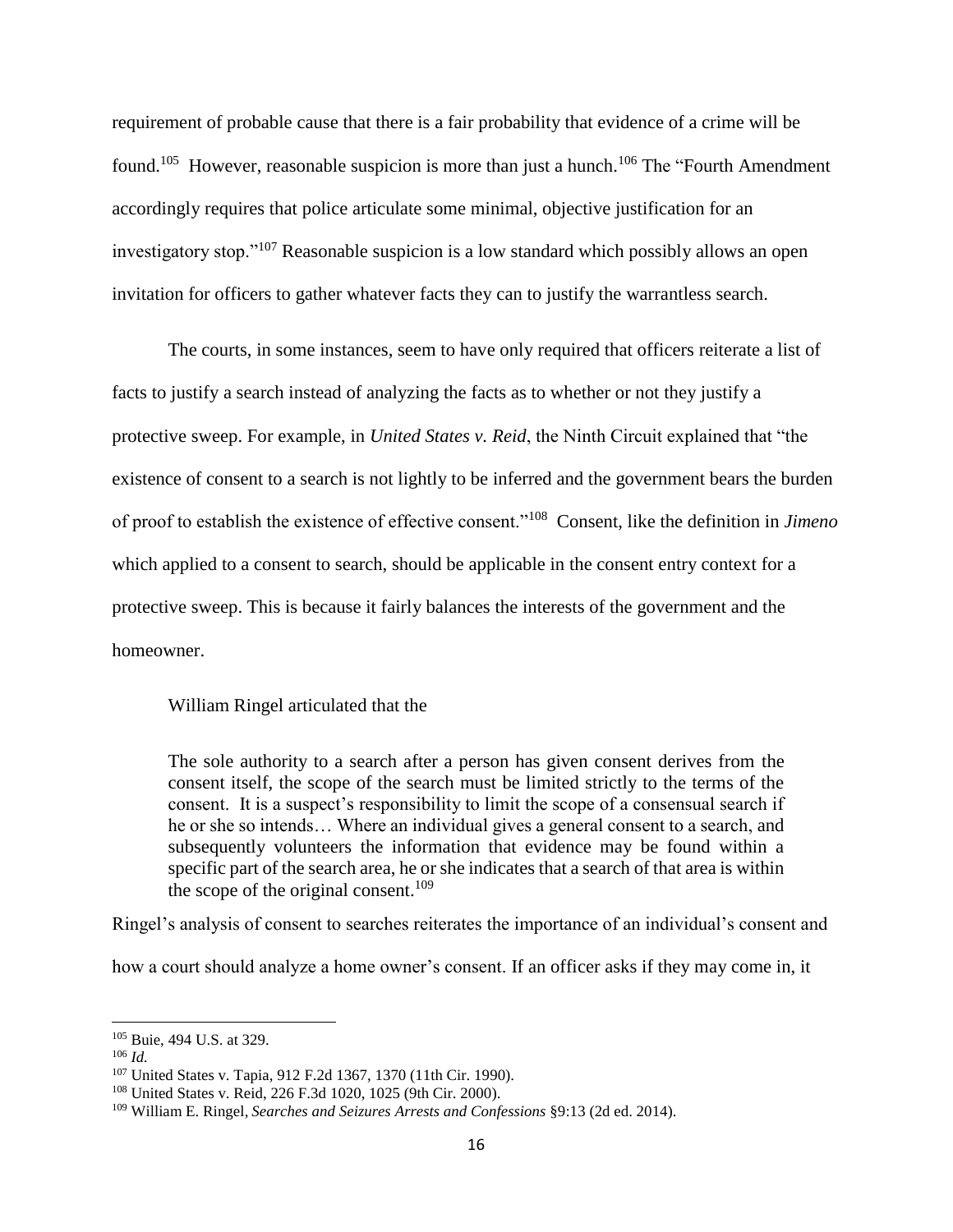requirement of probable cause that there is a fair probability that evidence of a crime will be found.[105] However, reasonable suspicion is more than just a hunch.[106] The "Fourth Amendment accordingly requires that police articulate some minimal, objective justification for an investigatory stop."[107] Reasonable suspicion is a low standard which possibly allows an open invitation for officers to gather whatever facts they can to justify the warrantless search.

The courts, in some instances, seem to have only required that officers reiterate a list of facts to justify a search instead of analyzing the facts as to whether or not they justify a protective sweep. For example, in *United States v. Reid*, the Ninth Circuit explained that "the existence of consent to a search is not lightly to be inferred and the government bears the burden of proof to establish the existence of effective consent."[108] Consent, like the definition in *Jimeno* which applied to a consent to search, should be applicable in the consent entry context for a protective sweep. This is because it fairly balances the interests of the government and the homeowner.

William Ringel articulated that the

> The sole authority to a search after a person has given consent derives from the consent itself, the scope of the search must be limited strictly to the terms of the consent. It is a suspect's responsibility to limit the scope of a consensual search if he or she so intends… Where an individual gives a general consent to a search, and subsequently volunteers the information that evidence may be found within a specific part of the search area, he or she indicates that a search of that area is within the scope of the original consent.[109]

Ringel's analysis of consent to searches reiterates the importance of an individual's consent and how a court should analyze a home owner's consent. If an officer asks if they may come in, it

---

[105] Buie, 494 U.S. at 329.

[106] *Id.*

[107] United States v. Tapia, 912 F.2d 1367, 1370 (11th Cir. 1990).

[108] United States v. Reid, 226 F.3d 1020, 1025 (9th Cir. 2000).

[109] William E. Ringel, *Searches and Seizures Arrests and Confessions* §9:13 (2d ed. 2014).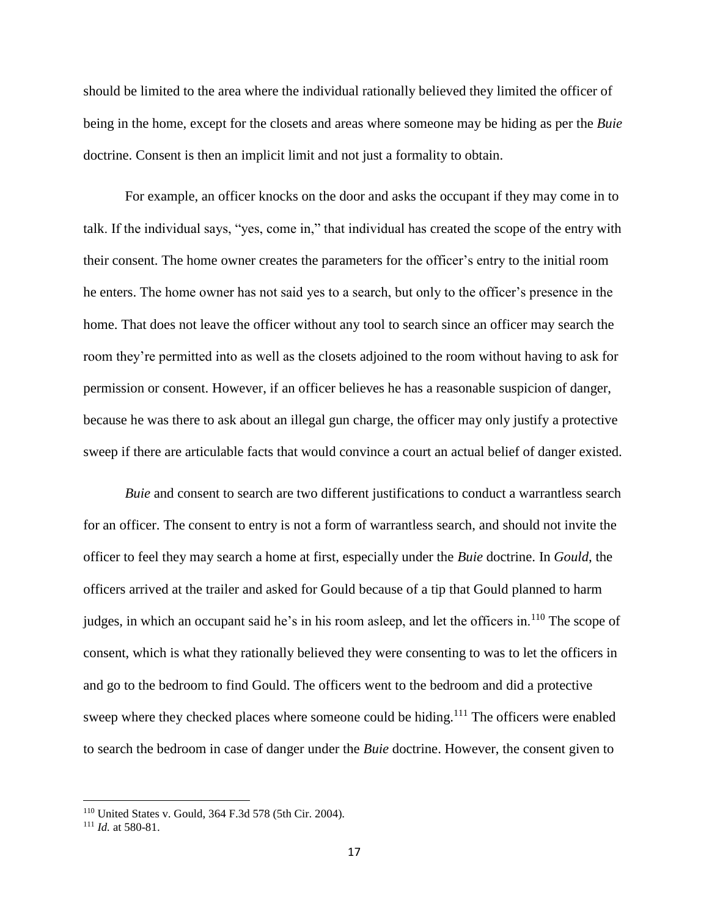should be limited to the area where the individual rationally believed they limited the officer of being in the home, except for the closets and areas where someone may be hiding as per the *Buie* doctrine. Consent is then an implicit limit and not just a formality to obtain.

For example, an officer knocks on the door and asks the occupant if they may come in to talk. If the individual says, "yes, come in," that individual has created the scope of the entry with their consent. The home owner creates the parameters for the officer's entry to the initial room he enters. The home owner has not said yes to a search, but only to the officer's presence in the home. That does not leave the officer without any tool to search since an officer may search the room they're permitted into as well as the closets adjoined to the room without having to ask for permission or consent. However, if an officer believes he has a reasonable suspicion of danger, because he was there to ask about an illegal gun charge, the officer may only justify a protective sweep if there are articulable facts that would convince a court an actual belief of danger existed.

*Buie* and consent to search are two different justifications to conduct a warrantless search for an officer. The consent to entry is not a form of warrantless search, and should not invite the officer to feel they may search a home at first, especially under the *Buie* doctrine. In *Gould*, the officers arrived at the trailer and asked for Gould because of a tip that Gould planned to harm judges, in which an occupant said he's in his room asleep, and let the officers in.[110] The scope of consent, which is what they rationally believed they were consenting to was to let the officers in and go to the bedroom to find Gould. The officers went to the bedroom and did a protective sweep where they checked places where someone could be hiding.[111] The officers were enabled to search the bedroom in case of danger under the *Buie* doctrine. However, the consent given to

---

[110] United States v. Gould, 364 F.3d 578 (5th Cir. 2004).

[111] *Id.* at 580-81.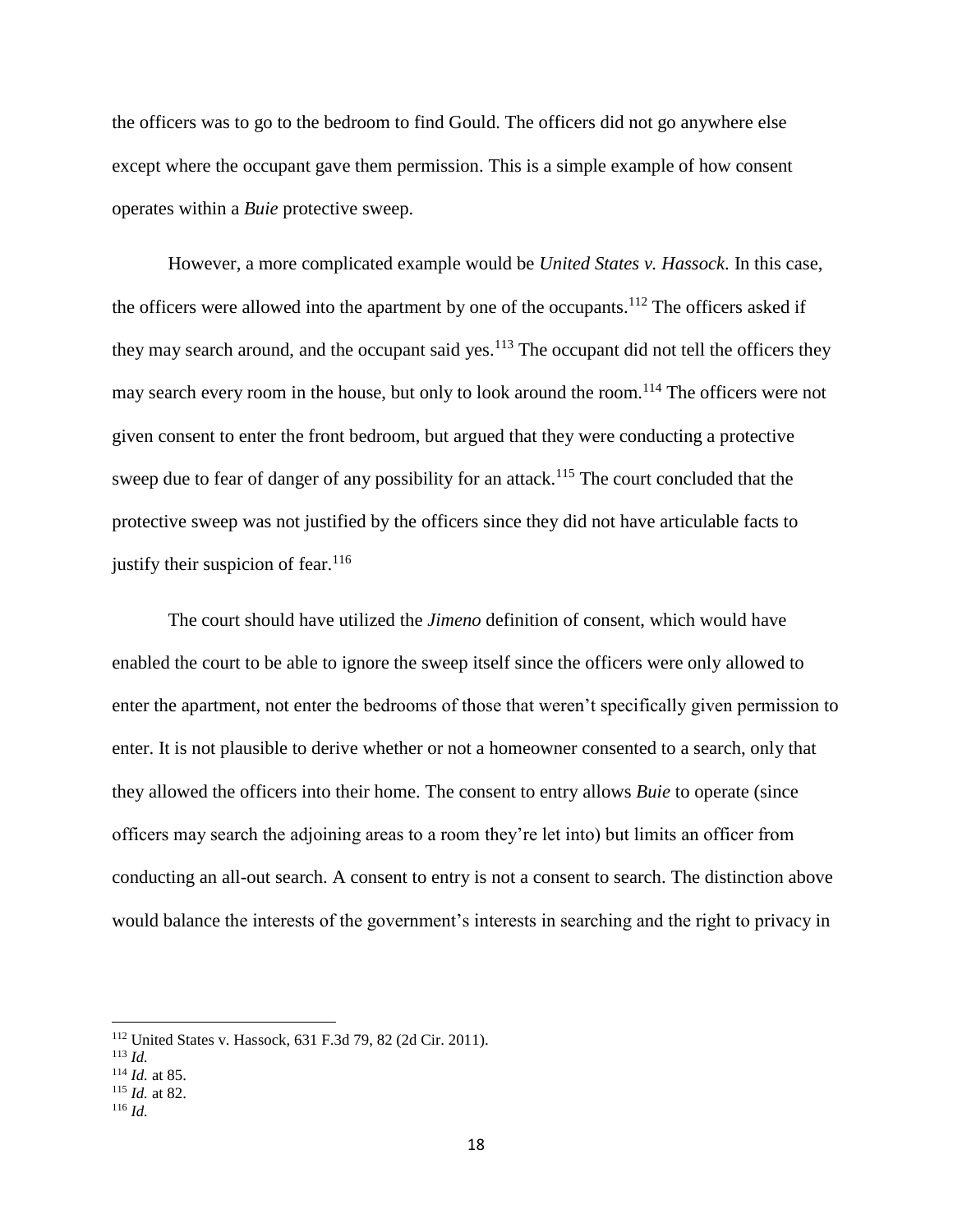the officers was to go to the bedroom to find Gould. The officers did not go anywhere else except where the occupant gave them permission. This is a simple example of how consent operates within a *Buie* protective sweep.

However, a more complicated example would be *United States v. Hassock*. In this case, the officers were allowed into the apartment by one of the occupants.[112] The officers asked if they may search around, and the occupant said yes.[113] The occupant did not tell the officers they may search every room in the house, but only to look around the room.[114] The officers were not given consent to enter the front bedroom, but argued that they were conducting a protective sweep due to fear of danger of any possibility for an attack.[115] The court concluded that the protective sweep was not justified by the officers since they did not have articulable facts to justify their suspicion of fear.[116]

The court should have utilized the *Jimeno* definition of consent, which would have enabled the court to be able to ignore the sweep itself since the officers were only allowed to enter the apartment, not enter the bedrooms of those that weren't specifically given permission to enter. It is not plausible to derive whether or not a homeowner consented to a search, only that they allowed the officers into their home. The consent to entry allows *Buie* to operate (since officers may search the adjoining areas to a room they're let into) but limits an officer from conducting an all-out search. A consent to entry is not a consent to search. The distinction above would balance the interests of the government's interests in searching and the right to privacy in

---

[112] United States v. Hassock, 631 F.3d 79, 82 (2d Cir. 2011).

[113] *Id.*

[114] *Id.* at 85.

[115] *Id.* at 82.

[116] *Id.*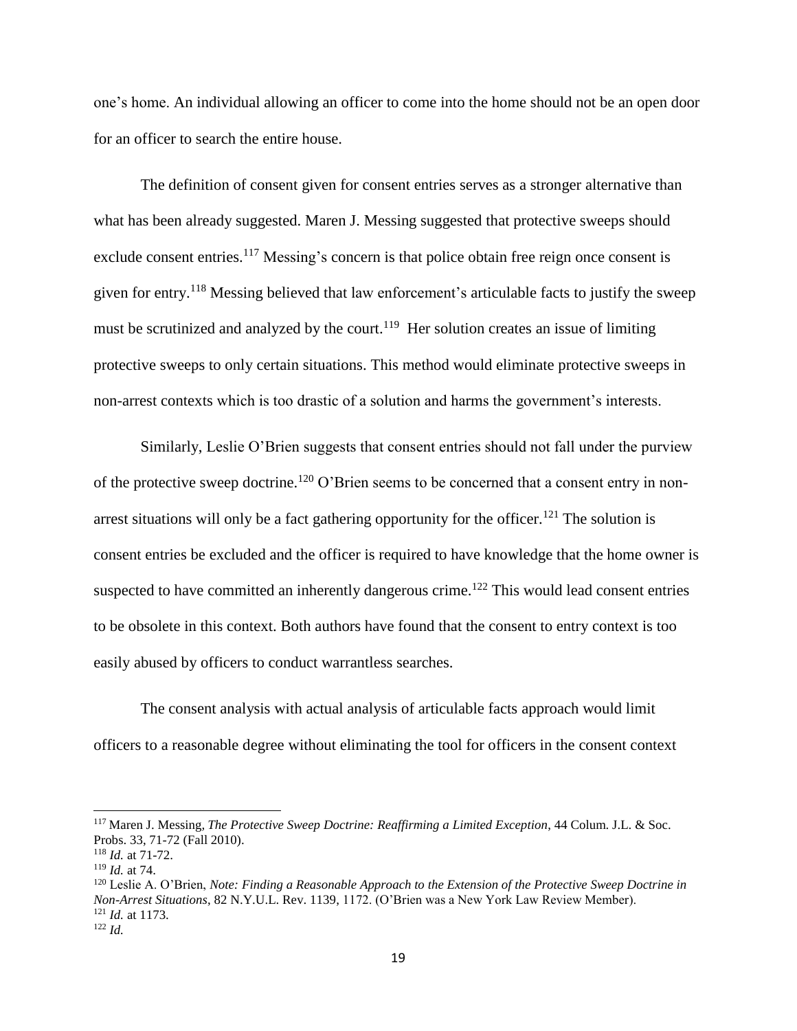one's home. An individual allowing an officer to come into the home should not be an open door for an officer to search the entire house.

The definition of consent given for consent entries serves as a stronger alternative than what has been already suggested. Maren J. Messing suggested that protective sweeps should exclude consent entries.[117] Messing's concern is that police obtain free reign once consent is given for entry.[118] Messing believed that law enforcement's articulable facts to justify the sweep must be scrutinized and analyzed by the court.[119] Her solution creates an issue of limiting protective sweeps to only certain situations. This method would eliminate protective sweeps in non-arrest contexts which is too drastic of a solution and harms the government's interests.

Similarly, Leslie O'Brien suggests that consent entries should not fall under the purview of the protective sweep doctrine.[120] O'Brien seems to be concerned that a consent entry in non-arrest situations will only be a fact gathering opportunity for the officer.[121] The solution is consent entries be excluded and the officer is required to have knowledge that the home owner is suspected to have committed an inherently dangerous crime.[122] This would lead consent entries to be obsolete in this context. Both authors have found that the consent to entry context is too easily abused by officers to conduct warrantless searches.

The consent analysis with actual analysis of articulable facts approach would limit officers to a reasonable degree without eliminating the tool for officers in the consent context

---

[117] Maren J. Messing, *The Protective Sweep Doctrine: Reaffirming a Limited Exception*, 44 Colum. J.L. & Soc. Probs. 33, 71-72 (Fall 2010).

[118] *Id.* at 71-72.

[119] *Id.* at 74.

[120] Leslie A. O'Brien, *Note: Finding a Reasonable Approach to the Extension of the Protective Sweep Doctrine in Non-Arrest Situations*, 82 N.Y.U.L. Rev. 1139, 1172. (O'Brien was a New York Law Review Member).

[121] *Id.* at 1173.

[122] *Id.*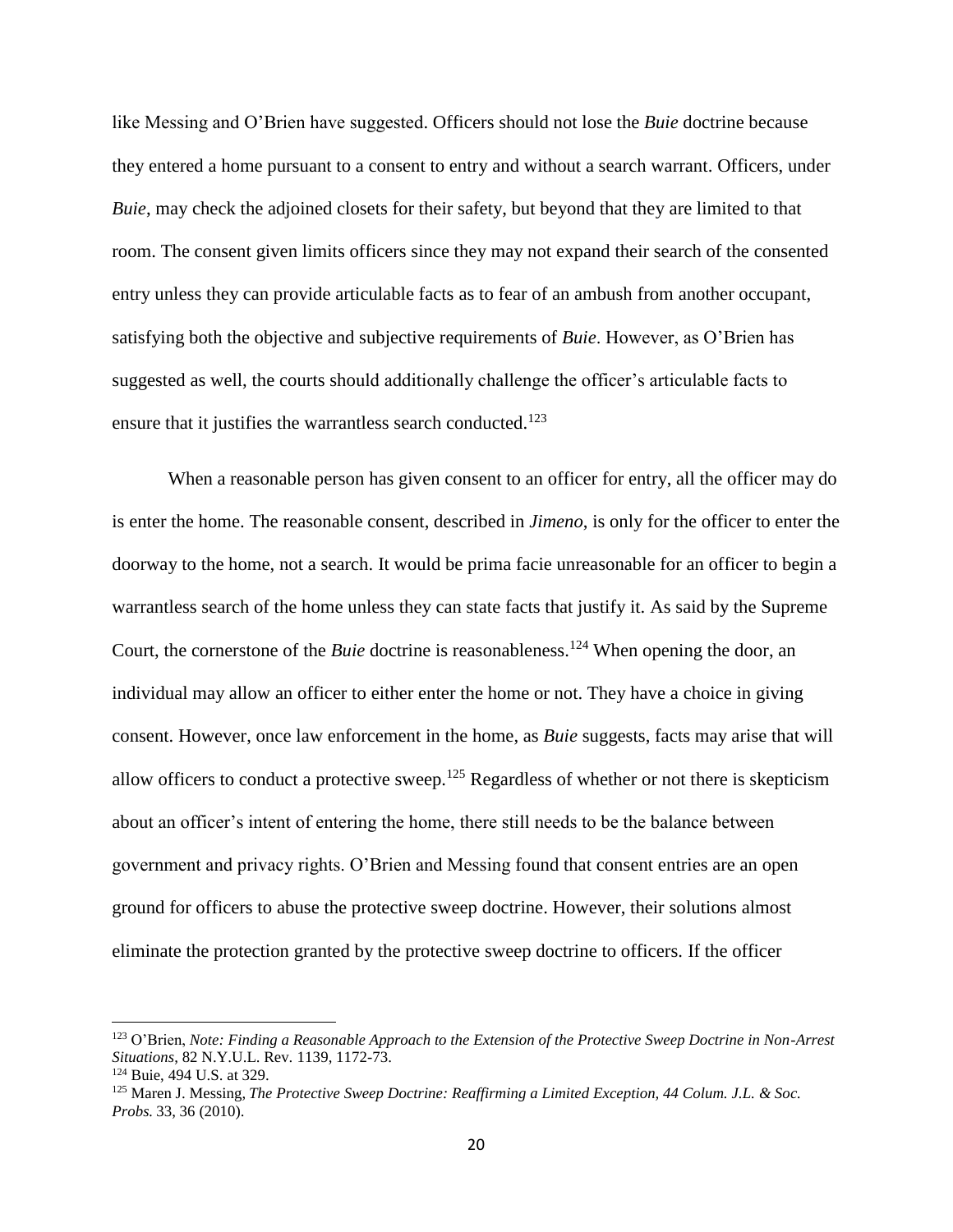like Messing and O'Brien have suggested. Officers should not lose the *Buie* doctrine because they entered a home pursuant to a consent to entry and without a search warrant. Officers, under *Buie*, may check the adjoined closets for their safety, but beyond that they are limited to that room. The consent given limits officers since they may not expand their search of the consented entry unless they can provide articulable facts as to fear of an ambush from another occupant, satisfying both the objective and subjective requirements of *Buie*. However, as O'Brien has suggested as well, the courts should additionally challenge the officer's articulable facts to ensure that it justifies the warrantless search conducted.[123]

When a reasonable person has given consent to an officer for entry, all the officer may do is enter the home. The reasonable consent, described in *Jimeno*, is only for the officer to enter the doorway to the home, not a search. It would be prima facie unreasonable for an officer to begin a warrantless search of the home unless they can state facts that justify it. As said by the Supreme Court, the cornerstone of the *Buie* doctrine is reasonableness.[124] When opening the door, an individual may allow an officer to either enter the home or not. They have a choice in giving consent. However, once law enforcement in the home, as *Buie* suggests, facts may arise that will allow officers to conduct a protective sweep.[125] Regardless of whether or not there is skepticism about an officer's intent of entering the home, there still needs to be the balance between government and privacy rights. O'Brien and Messing found that consent entries are an open ground for officers to abuse the protective sweep doctrine. However, their solutions almost eliminate the protection granted by the protective sweep doctrine to officers. If the officer

---

[123] O'Brien, *Note: Finding a Reasonable Approach to the Extension of the Protective Sweep Doctrine in Non-Arrest Situations*, 82 N.Y.U.L. Rev. 1139, 1172-73.

[124] Buie, 494 U.S. at 329.

[125] Maren J. Messing, *The Protective Sweep Doctrine: Reaffirming a Limited Exception, 44 Colum. J.L. & Soc. Probs.* 33, 36 (2010).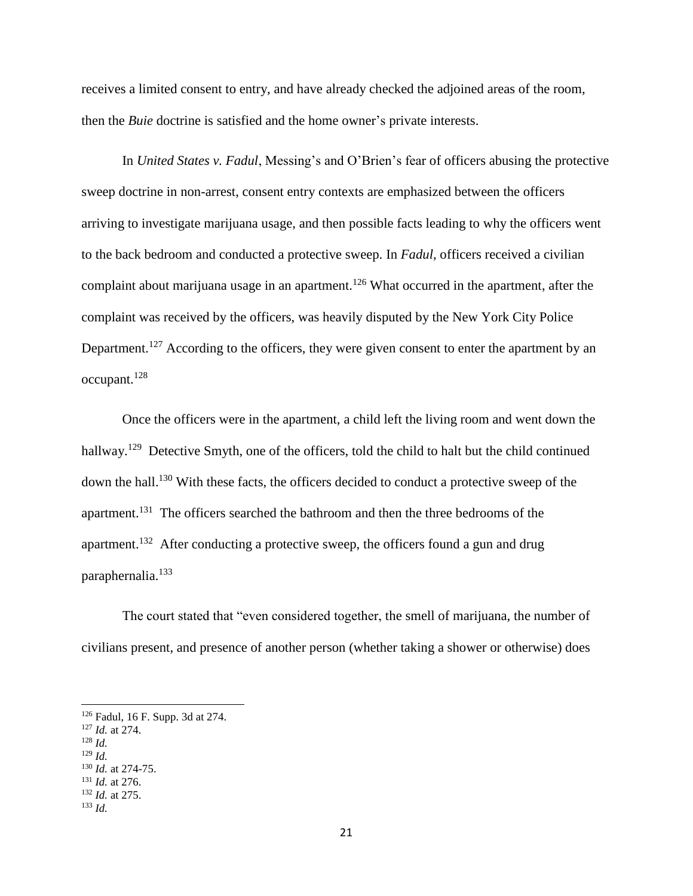receives a limited consent to entry, and have already checked the adjoined areas of the room, then the *Buie* doctrine is satisfied and the home owner's private interests.

In *United States v. Fadul*, Messing's and O'Brien's fear of officers abusing the protective sweep doctrine in non-arrest, consent entry contexts are emphasized between the officers arriving to investigate marijuana usage, and then possible facts leading to why the officers went to the back bedroom and conducted a protective sweep. In *Fadul*, officers received a civilian complaint about marijuana usage in an apartment.[126] What occurred in the apartment, after the complaint was received by the officers, was heavily disputed by the New York City Police Department.[127] According to the officers, they were given consent to enter the apartment by an occupant.[128]

Once the officers were in the apartment, a child left the living room and went down the hallway.[129] Detective Smyth, one of the officers, told the child to halt but the child continued down the hall.[130] With these facts, the officers decided to conduct a protective sweep of the apartment.[131] The officers searched the bathroom and then the three bedrooms of the apartment.[132] After conducting a protective sweep, the officers found a gun and drug paraphernalia.[133]

The court stated that "even considered together, the smell of marijuana, the number of civilians present, and presence of another person (whether taking a shower or otherwise) does

---

[126] Fadul, 16 F. Supp. 3d at 274.
[127] *Id.* at 274.
[128] *Id.*
[129] *Id.*
[130] *Id.* at 274-75.
[131] *Id.* at 276.
[132] *Id.* at 275.
[133] *Id.*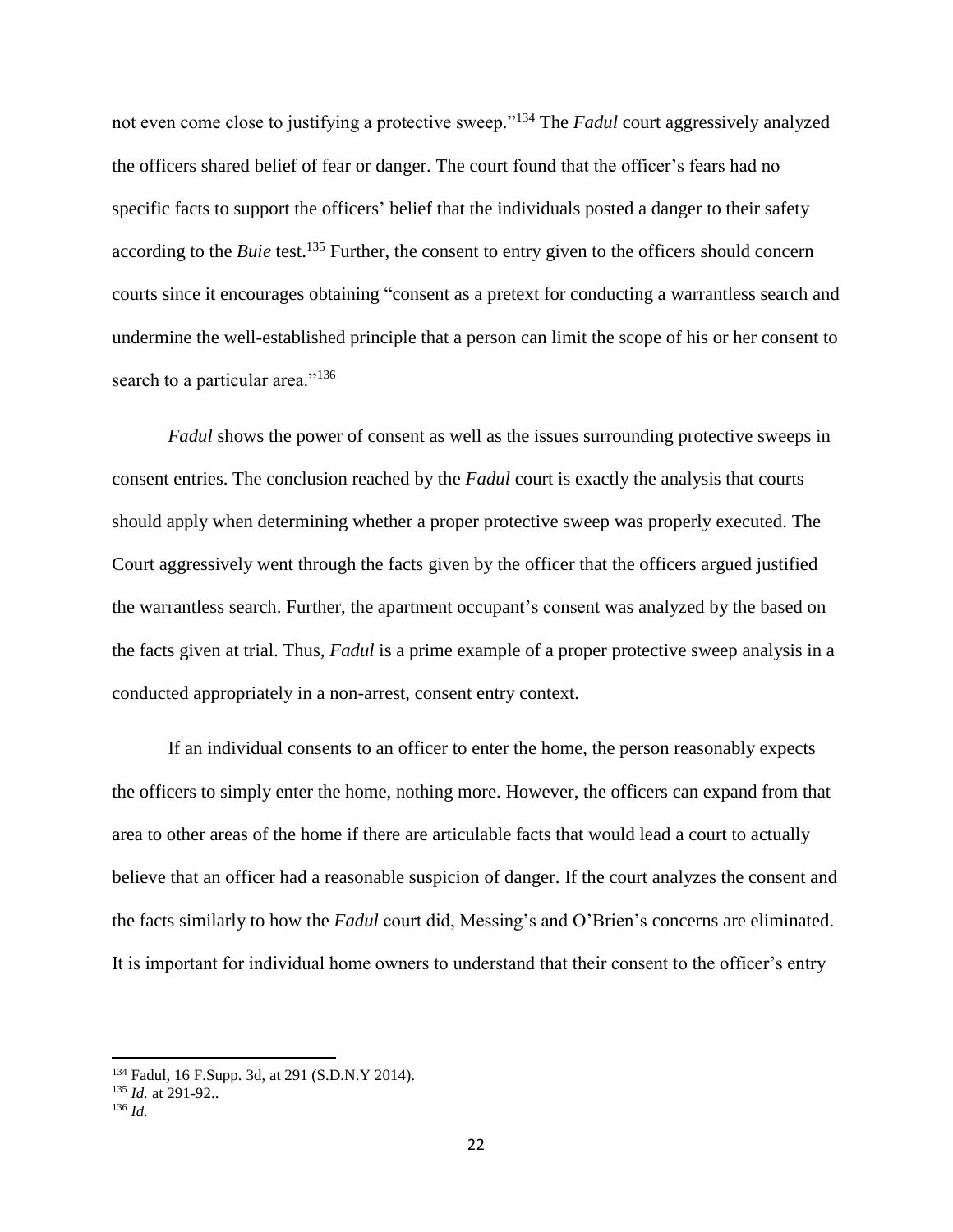not even come close to justifying a protective sweep."[134] The *Fadul* court aggressively analyzed the officers shared belief of fear or danger. The court found that the officer's fears had no specific facts to support the officers' belief that the individuals posted a danger to their safety according to the *Buie* test.[135] Further, the consent to entry given to the officers should concern courts since it encourages obtaining "consent as a pretext for conducting a warrantless search and undermine the well-established principle that a person can limit the scope of his or her consent to search to a particular area."[136]

*Fadul* shows the power of consent as well as the issues surrounding protective sweeps in consent entries. The conclusion reached by the *Fadul* court is exactly the analysis that courts should apply when determining whether a proper protective sweep was properly executed. The Court aggressively went through the facts given by the officer that the officers argued justified the warrantless search. Further, the apartment occupant's consent was analyzed by the based on the facts given at trial. Thus, *Fadul* is a prime example of a proper protective sweep analysis in a conducted appropriately in a non-arrest, consent entry context.

If an individual consents to an officer to enter the home, the person reasonably expects the officers to simply enter the home, nothing more. However, the officers can expand from that area to other areas of the home if there are articulable facts that would lead a court to actually believe that an officer had a reasonable suspicion of danger. If the court analyzes the consent and the facts similarly to how the *Fadul* court did, Messing's and O'Brien's concerns are eliminated. It is important for individual home owners to understand that their consent to the officer's entry

---

[134] Fadul, 16 F.Supp. 3d, at 291 (S.D.N.Y 2014).

[135] *Id.* at 291-92..

[136] *Id.*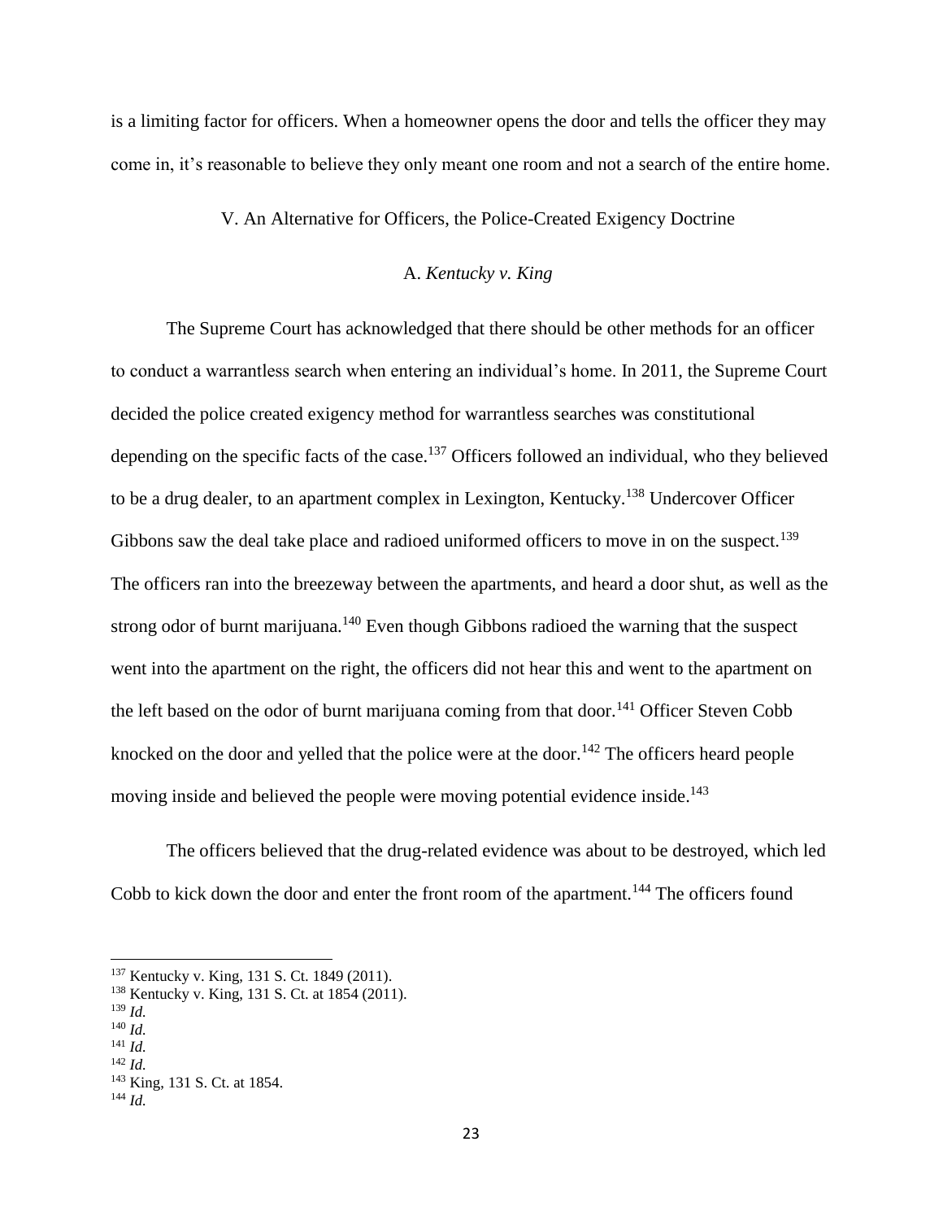is a limiting factor for officers. When a homeowner opens the door and tells the officer they may come in, it's reasonable to believe they only meant one room and not a search of the entire home.

## V. An Alternative for Officers, the Police-Created Exigency Doctrine

### A. *Kentucky v. King*

The Supreme Court has acknowledged that there should be other methods for an officer to conduct a warrantless search when entering an individual's home. In 2011, the Supreme Court decided the police created exigency method for warrantless searches was constitutional depending on the specific facts of the case.[137] Officers followed an individual, who they believed to be a drug dealer, to an apartment complex in Lexington, Kentucky.[138] Undercover Officer Gibbons saw the deal take place and radioed uniformed officers to move in on the suspect.[139] The officers ran into the breezeway between the apartments, and heard a door shut, as well as the strong odor of burnt marijuana.[140] Even though Gibbons radioed the warning that the suspect went into the apartment on the right, the officers did not hear this and went to the apartment on the left based on the odor of burnt marijuana coming from that door.[141] Officer Steven Cobb knocked on the door and yelled that the police were at the door.[142] The officers heard people moving inside and believed the people were moving potential evidence inside.[143]

The officers believed that the drug-related evidence was about to be destroyed, which led Cobb to kick down the door and enter the front room of the apartment.[144] The officers found

---

[137] Kentucky v. King, 131 S. Ct. 1849 (2011).
[138] Kentucky v. King, 131 S. Ct. at 1854 (2011).
[139] *Id.*
[140] *Id.*
[141] *Id.*
[142] *Id.*
[143] King, 131 S. Ct. at 1854.
[144] *Id.*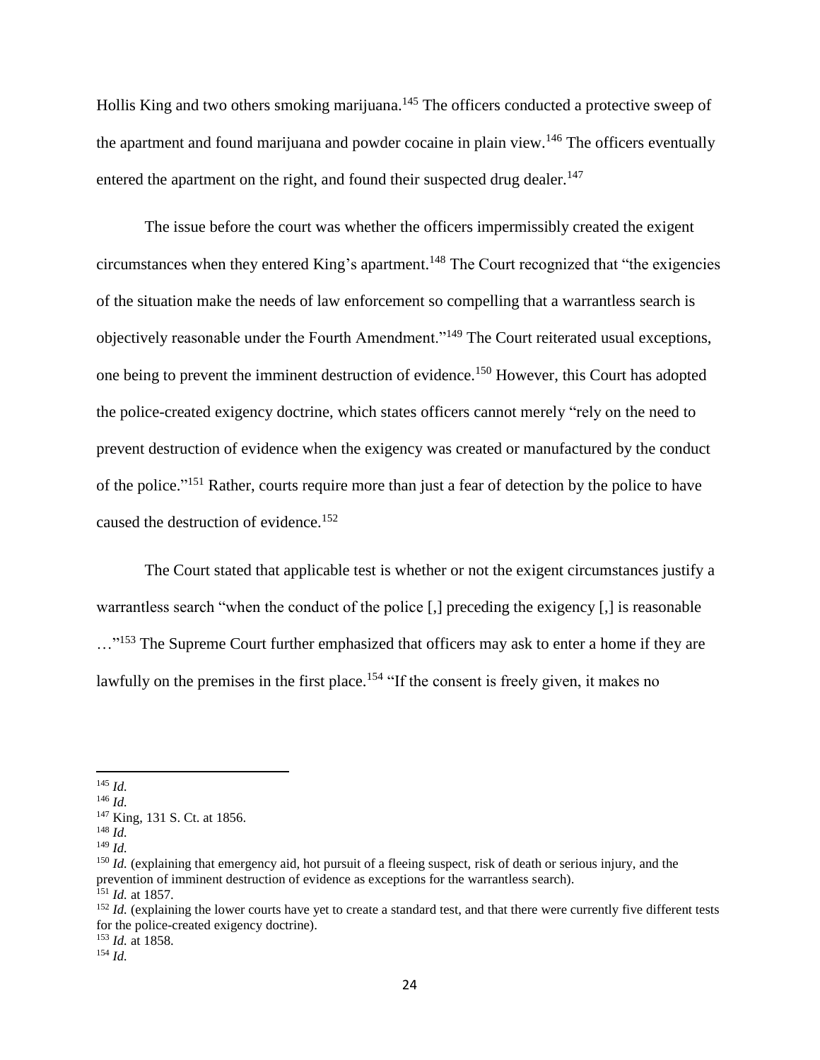Hollis King and two others smoking marijuana.[145] The officers conducted a protective sweep of the apartment and found marijuana and powder cocaine in plain view.[146] The officers eventually entered the apartment on the right, and found their suspected drug dealer.[147]

The issue before the court was whether the officers impermissibly created the exigent circumstances when they entered King's apartment.[148] The Court recognized that "the exigencies of the situation make the needs of law enforcement so compelling that a warrantless search is objectively reasonable under the Fourth Amendment."[149] The Court reiterated usual exceptions, one being to prevent the imminent destruction of evidence.[150] However, this Court has adopted the police-created exigency doctrine, which states officers cannot merely "rely on the need to prevent destruction of evidence when the exigency was created or manufactured by the conduct of the police."[151] Rather, courts require more than just a fear of detection by the police to have caused the destruction of evidence.[152]

The Court stated that applicable test is whether or not the exigent circumstances justify a warrantless search "when the conduct of the police [,] preceding the exigency [,] is reasonable …"[153] The Supreme Court further emphasized that officers may ask to enter a home if they are lawfully on the premises in the first place.[154] "If the consent is freely given, it makes no

---

[145] *Id.*

[146] *Id.*

[147] King, 131 S. Ct. at 1856.

[148] *Id.*

[149] *Id.*

[150] *Id.* (explaining that emergency aid, hot pursuit of a fleeing suspect, risk of death or serious injury, and the prevention of imminent destruction of evidence as exceptions for the warrantless search).

[151] *Id.* at 1857.

[152] *Id.* (explaining the lower courts have yet to create a standard test, and that there were currently five different tests for the police-created exigency doctrine).

[153] *Id.* at 1858.

[154] *Id.*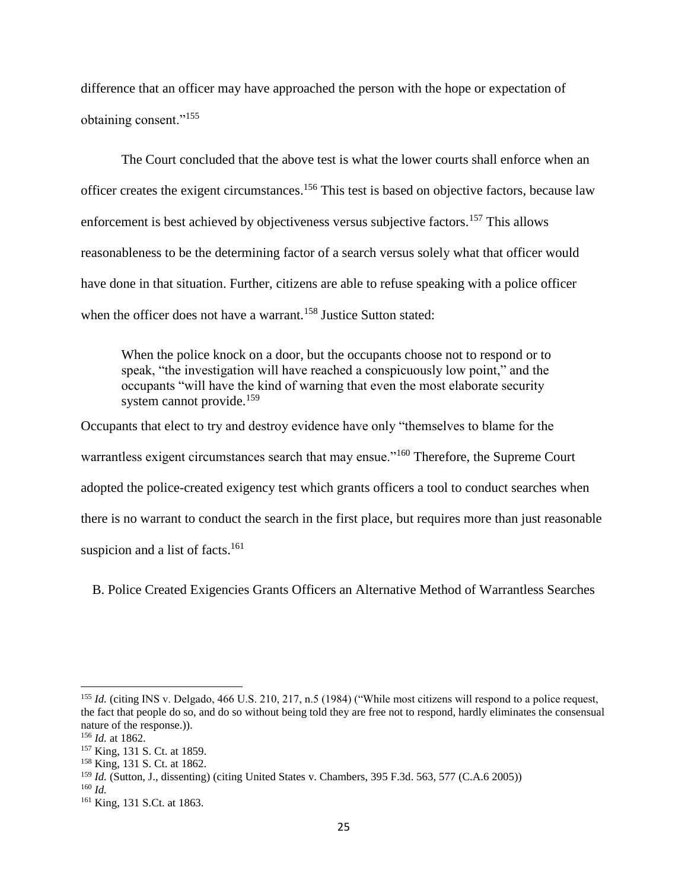difference that an officer may have approached the person with the hope or expectation of obtaining consent."[155]

The Court concluded that the above test is what the lower courts shall enforce when an officer creates the exigent circumstances.[156] This test is based on objective factors, because law enforcement is best achieved by objectiveness versus subjective factors.[157] This allows reasonableness to be the determining factor of a search versus solely what that officer would have done in that situation. Further, citizens are able to refuse speaking with a police officer when the officer does not have a warrant.[158] Justice Sutton stated:

> When the police knock on a door, but the occupants choose not to respond or to speak, "the investigation will have reached a conspicuously low point," and the occupants "will have the kind of warning that even the most elaborate security system cannot provide.[159]

Occupants that elect to try and destroy evidence have only "themselves to blame for the warrantless exigent circumstances search that may ensue."[160] Therefore, the Supreme Court adopted the police-created exigency test which grants officers a tool to conduct searches when there is no warrant to conduct the search in the first place, but requires more than just reasonable suspicion and a list of facts.[161]

## B. Police Created Exigencies Grants Officers an Alternative Method of Warrantless Searches

---

[155] *Id.* (citing INS v. Delgado, 466 U.S. 210, 217, n.5 (1984) ("While most citizens will respond to a police request, the fact that people do so, and do so without being told they are free not to respond, hardly eliminates the consensual nature of the response.)).

[156] *Id.* at 1862.

[157] King, 131 S. Ct. at 1859.

[158] King, 131 S. Ct. at 1862.

[159] *Id.* (Sutton, J., dissenting) (citing United States v. Chambers, 395 F.3d. 563, 577 (C.A.6 2005))

[160] *Id.*

[161] King, 131 S.Ct. at 1863.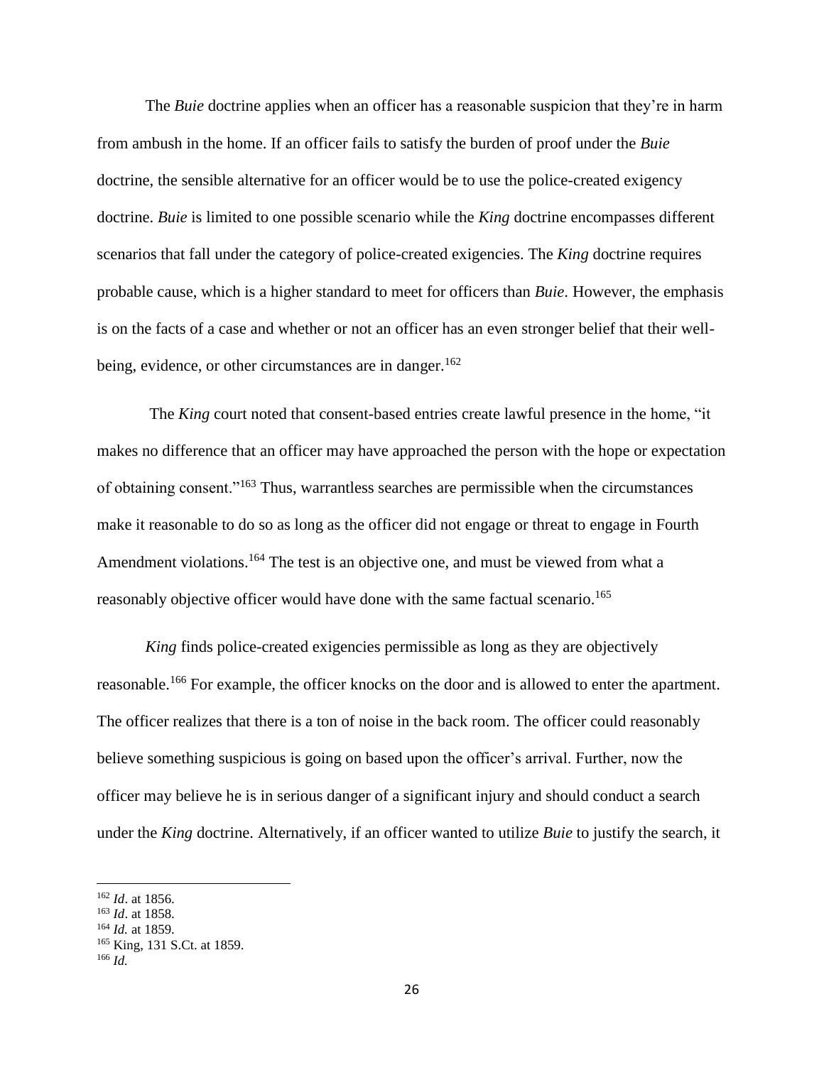The *Buie* doctrine applies when an officer has a reasonable suspicion that they're in harm from ambush in the home. If an officer fails to satisfy the burden of proof under the *Buie* doctrine, the sensible alternative for an officer would be to use the police-created exigency doctrine. *Buie* is limited to one possible scenario while the *King* doctrine encompasses different scenarios that fall under the category of police-created exigencies. The *King* doctrine requires probable cause, which is a higher standard to meet for officers than *Buie*. However, the emphasis is on the facts of a case and whether or not an officer has an even stronger belief that their well-being, evidence, or other circumstances are in danger.[162]

The *King* court noted that consent-based entries create lawful presence in the home, "it makes no difference that an officer may have approached the person with the hope or expectation of obtaining consent."[163] Thus, warrantless searches are permissible when the circumstances make it reasonable to do so as long as the officer did not engage or threat to engage in Fourth Amendment violations.[164] The test is an objective one, and must be viewed from what a reasonably objective officer would have done with the same factual scenario.[165]

*King* finds police-created exigencies permissible as long as they are objectively reasonable.[166] For example, the officer knocks on the door and is allowed to enter the apartment. The officer realizes that there is a ton of noise in the back room. The officer could reasonably believe something suspicious is going on based upon the officer's arrival. Further, now the officer may believe he is in serious danger of a significant injury and should conduct a search under the *King* doctrine. Alternatively, if an officer wanted to utilize *Buie* to justify the search, it

---

[162] *Id*. at 1856.
[163] *Id*. at 1858.
[164] *Id.* at 1859.
[165] King, 131 S.Ct. at 1859.
[166] *Id.*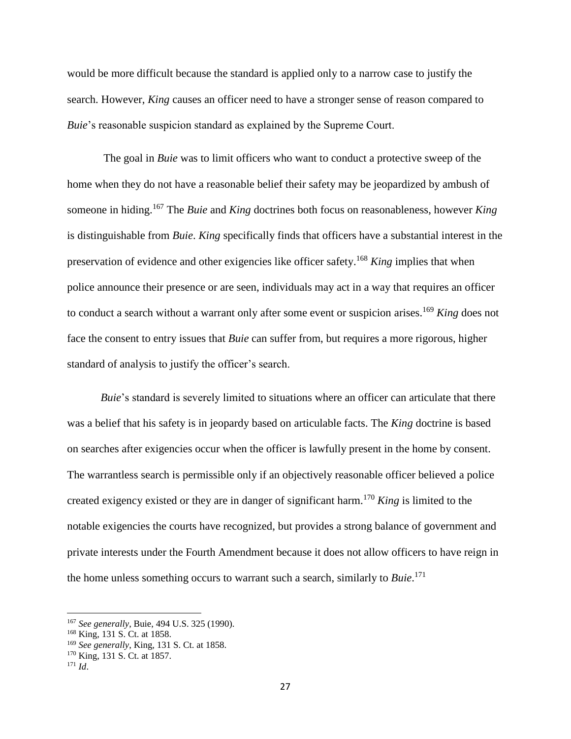would be more difficult because the standard is applied only to a narrow case to justify the search. However, *King* causes an officer need to have a stronger sense of reason compared to *Buie*'s reasonable suspicion standard as explained by the Supreme Court.

The goal in *Buie* was to limit officers who want to conduct a protective sweep of the home when they do not have a reasonable belief their safety may be jeopardized by ambush of someone in hiding.[167] The *Buie* and *King* doctrines both focus on reasonableness, however *King* is distinguishable from *Buie*. *King* specifically finds that officers have a substantial interest in the preservation of evidence and other exigencies like officer safety.[168] *King* implies that when police announce their presence or are seen, individuals may act in a way that requires an officer to conduct a search without a warrant only after some event or suspicion arises.[169] *King* does not face the consent to entry issues that *Buie* can suffer from, but requires a more rigorous, higher standard of analysis to justify the officer's search.

*Buie*'s standard is severely limited to situations where an officer can articulate that there was a belief that his safety is in jeopardy based on articulable facts. The *King* doctrine is based on searches after exigencies occur when the officer is lawfully present in the home by consent. The warrantless search is permissible only if an objectively reasonable officer believed a police created exigency existed or they are in danger of significant harm.[170] *King* is limited to the notable exigencies the courts have recognized, but provides a strong balance of government and private interests under the Fourth Amendment because it does not allow officers to have reign in the home unless something occurs to warrant such a search, similarly to *Buie*.[171]

---

[167] *See generally*, Buie, 494 U.S. 325 (1990).

[168] King, 131 S. Ct. at 1858.

[169] *See generally*, King, 131 S. Ct. at 1858.

[170] King, 131 S. Ct. at 1857.

[171] *Id*.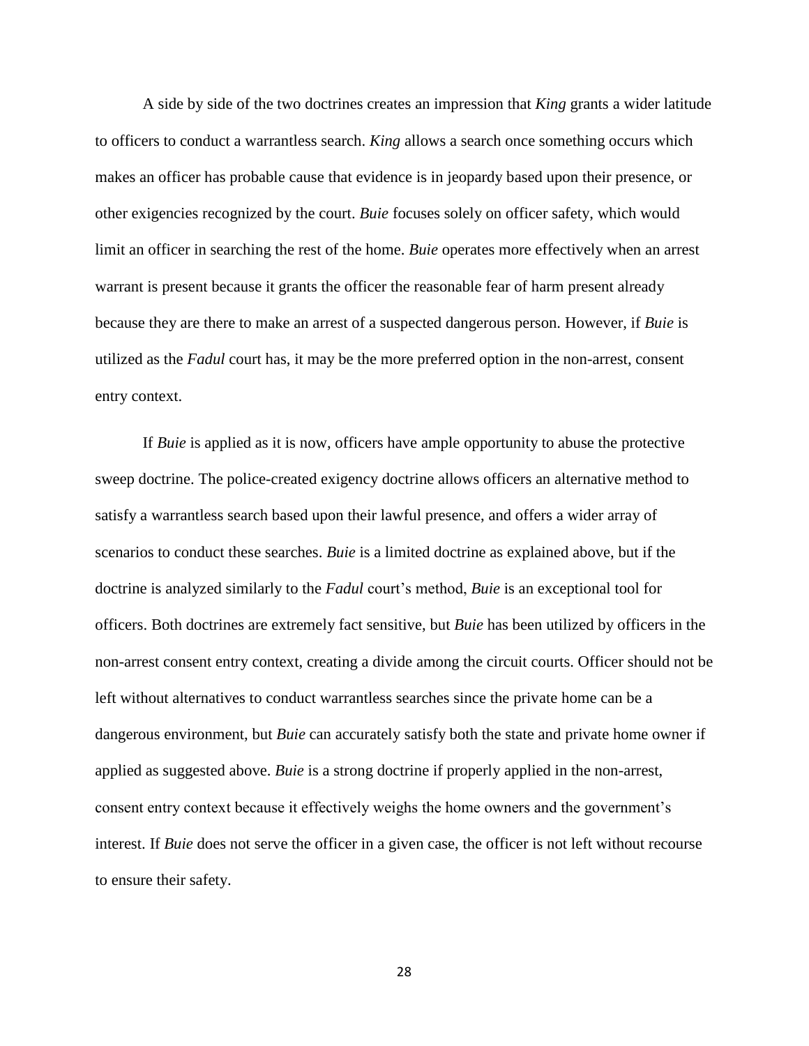A side by side of the two doctrines creates an impression that *King* grants a wider latitude to officers to conduct a warrantless search. *King* allows a search once something occurs which makes an officer has probable cause that evidence is in jeopardy based upon their presence, or other exigencies recognized by the court. *Buie* focuses solely on officer safety, which would limit an officer in searching the rest of the home. *Buie* operates more effectively when an arrest warrant is present because it grants the officer the reasonable fear of harm present already because they are there to make an arrest of a suspected dangerous person. However, if *Buie* is utilized as the *Fadul* court has, it may be the more preferred option in the non-arrest, consent entry context.

If *Buie* is applied as it is now, officers have ample opportunity to abuse the protective sweep doctrine. The police-created exigency doctrine allows officers an alternative method to satisfy a warrantless search based upon their lawful presence, and offers a wider array of scenarios to conduct these searches. *Buie* is a limited doctrine as explained above, but if the doctrine is analyzed similarly to the *Fadul* court's method, *Buie* is an exceptional tool for officers. Both doctrines are extremely fact sensitive, but *Buie* has been utilized by officers in the non-arrest consent entry context, creating a divide among the circuit courts. Officer should not be left without alternatives to conduct warrantless searches since the private home can be a dangerous environment, but *Buie* can accurately satisfy both the state and private home owner if applied as suggested above. *Buie* is a strong doctrine if properly applied in the non-arrest, consent entry context because it effectively weighs the home owners and the government's interest. If *Buie* does not serve the officer in a given case, the officer is not left without recourse to ensure their safety.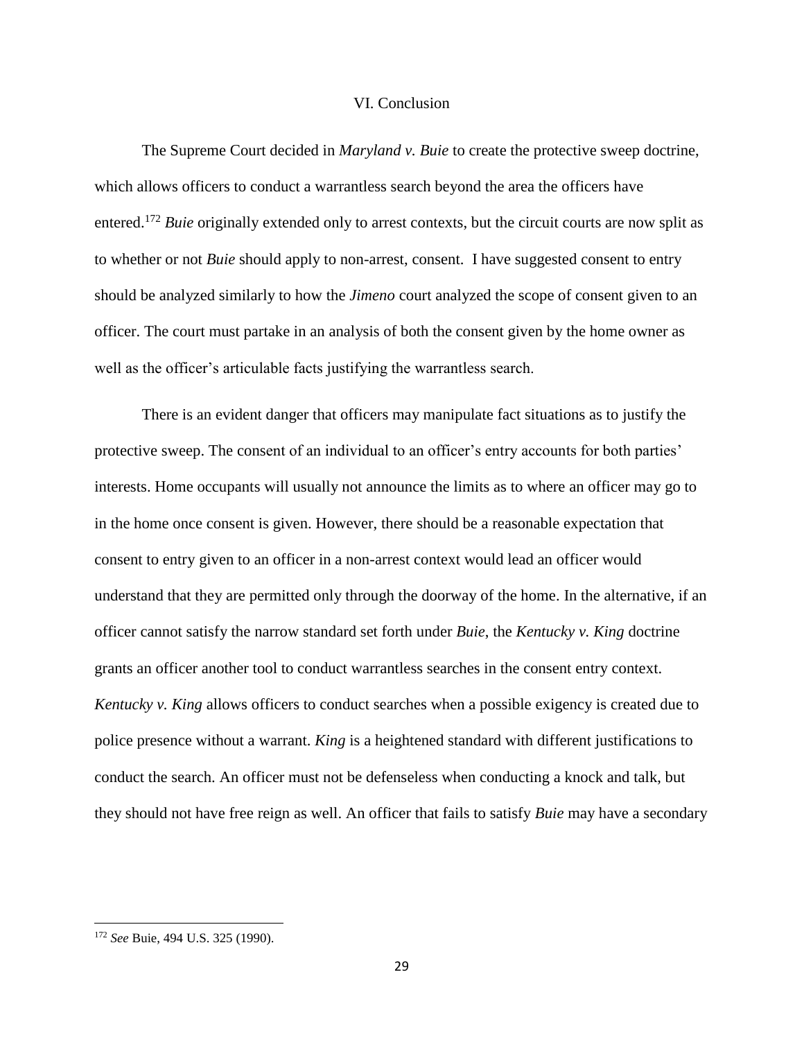## VI. Conclusion

The Supreme Court decided in *Maryland v. Buie* to create the protective sweep doctrine, which allows officers to conduct a warrantless search beyond the area the officers have entered.[172] *Buie* originally extended only to arrest contexts, but the circuit courts are now split as to whether or not *Buie* should apply to non-arrest, consent. I have suggested consent to entry should be analyzed similarly to how the *Jimeno* court analyzed the scope of consent given to an officer. The court must partake in an analysis of both the consent given by the home owner as well as the officer's articulable facts justifying the warrantless search.

There is an evident danger that officers may manipulate fact situations as to justify the protective sweep. The consent of an individual to an officer's entry accounts for both parties' interests. Home occupants will usually not announce the limits as to where an officer may go to in the home once consent is given. However, there should be a reasonable expectation that consent to entry given to an officer in a non-arrest context would lead an officer would understand that they are permitted only through the doorway of the home. In the alternative, if an officer cannot satisfy the narrow standard set forth under *Buie*, the *Kentucky v. King* doctrine grants an officer another tool to conduct warrantless searches in the consent entry context. *Kentucky v. King* allows officers to conduct searches when a possible exigency is created due to police presence without a warrant. *King* is a heightened standard with different justifications to conduct the search. An officer must not be defenseless when conducting a knock and talk, but they should not have free reign as well. An officer that fails to satisfy *Buie* may have a secondary

---

[172] *See* Buie, 494 U.S. 325 (1990).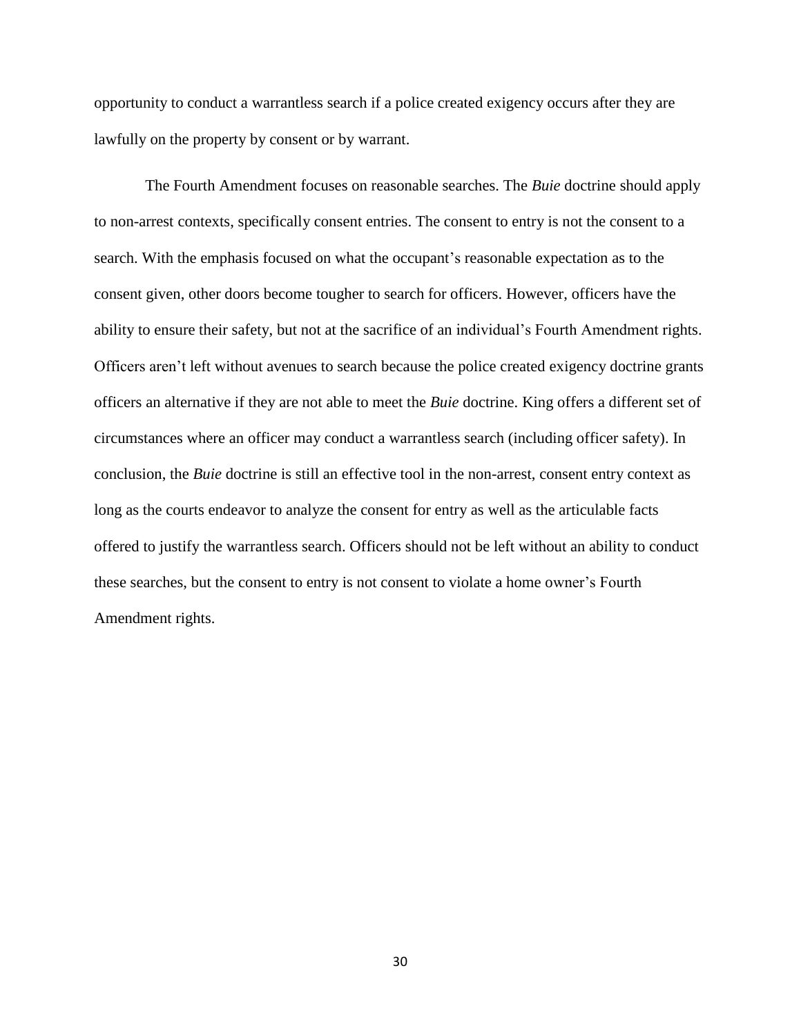opportunity to conduct a warrantless search if a police created exigency occurs after they are lawfully on the property by consent or by warrant.

The Fourth Amendment focuses on reasonable searches. The *Buie* doctrine should apply to non-arrest contexts, specifically consent entries. The consent to entry is not the consent to a search. With the emphasis focused on what the occupant's reasonable expectation as to the consent given, other doors become tougher to search for officers. However, officers have the ability to ensure their safety, but not at the sacrifice of an individual's Fourth Amendment rights. Officers aren't left without avenues to search because the police created exigency doctrine grants officers an alternative if they are not able to meet the *Buie* doctrine. King offers a different set of circumstances where an officer may conduct a warrantless search (including officer safety). In conclusion, the *Buie* doctrine is still an effective tool in the non-arrest, consent entry context as long as the courts endeavor to analyze the consent for entry as well as the articulable facts offered to justify the warrantless search. Officers should not be left without an ability to conduct these searches, but the consent to entry is not consent to violate a home owner's Fourth Amendment rights.